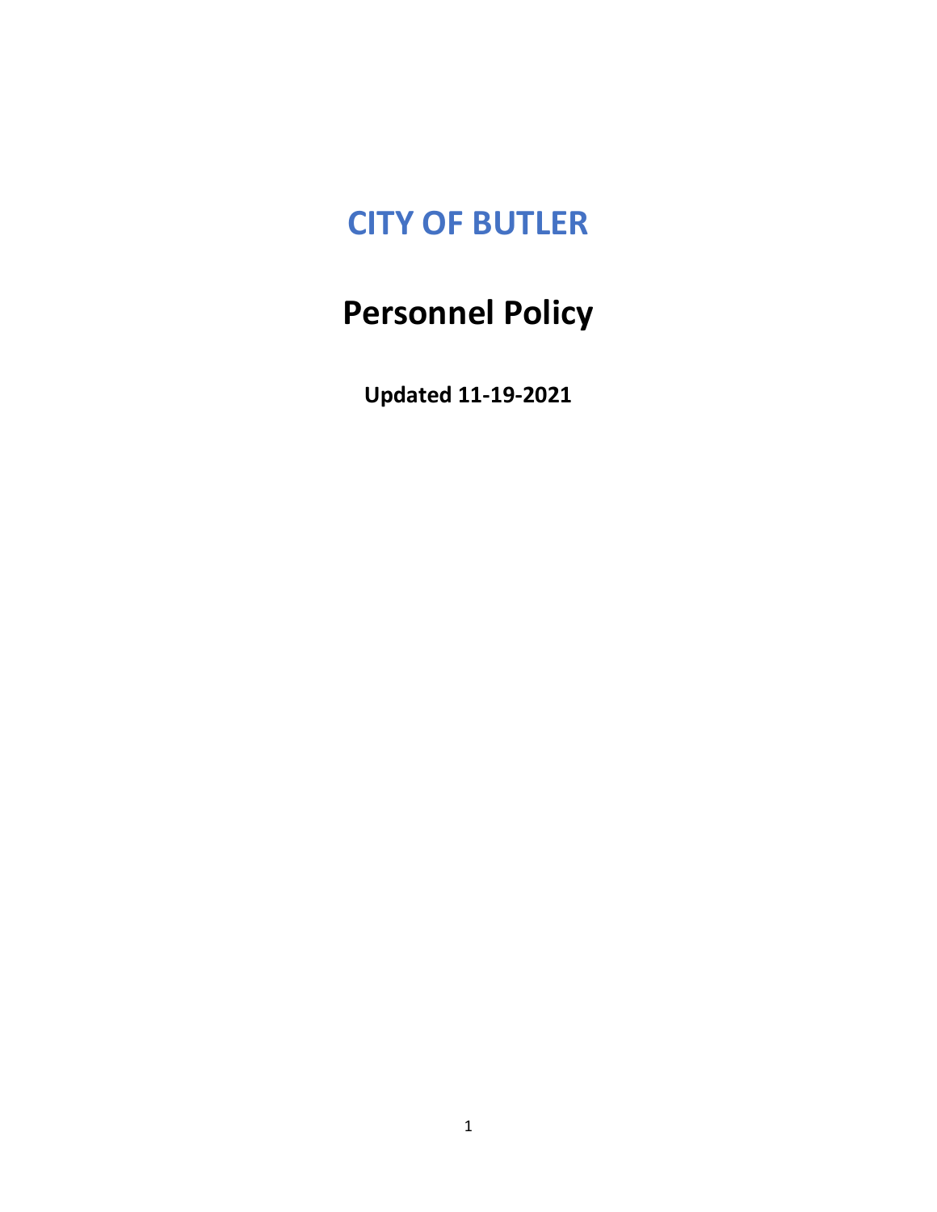# CITY OF BUTLER

# Personnel Policy

**Updated 11-19-2021**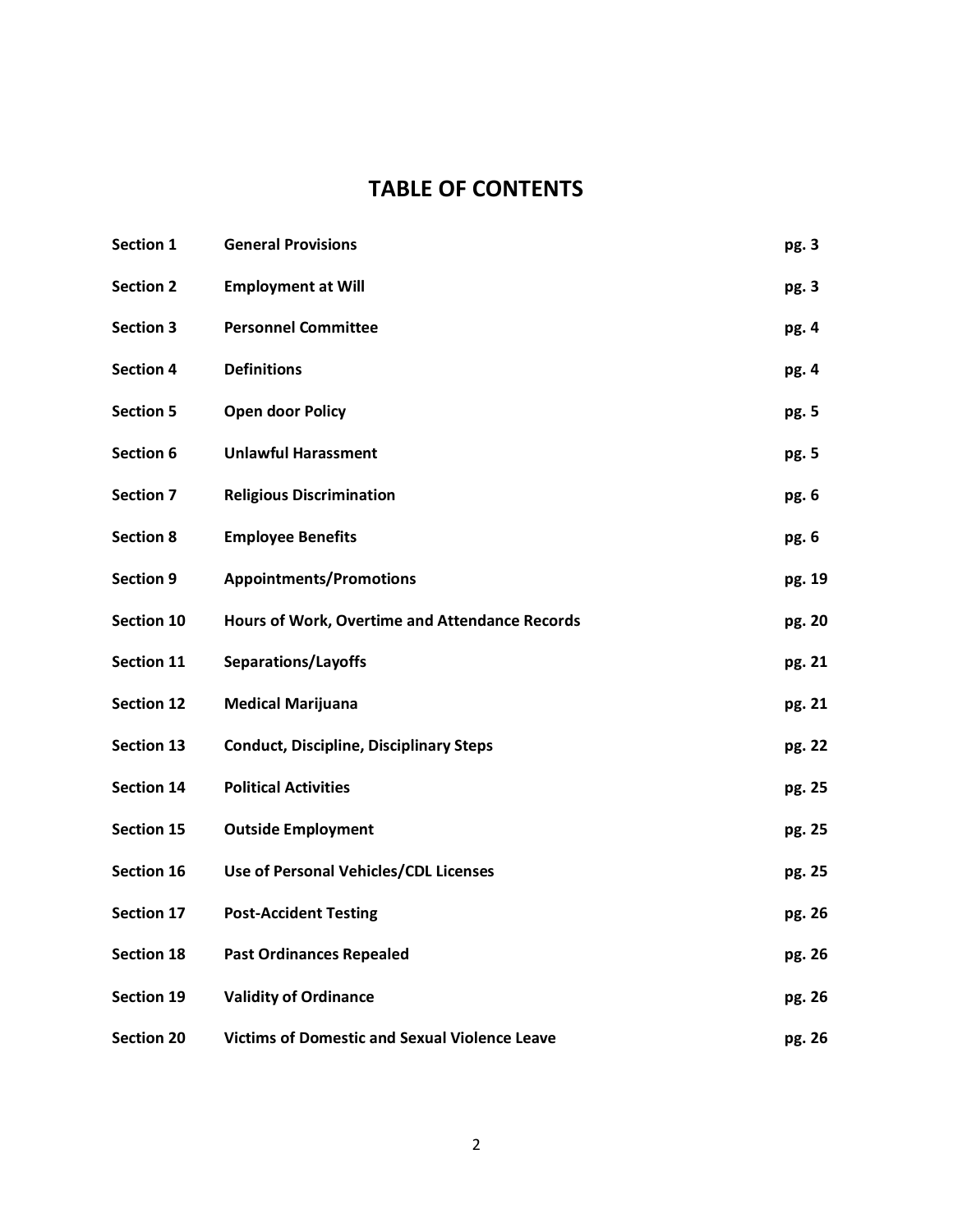# TABLE OF CONTENTS

| | | |
|---|---|---|
| **Section 1** | **General Provisions** | **pg. 3** |
| **Section 2** | **Employment at Will** | **pg. 3** |
| **Section 3** | **Personnel Committee** | **pg. 4** |
| **Section 4** | **Definitions** | **pg. 4** |
| **Section 5** | **Open door Policy** | **pg. 5** |
| **Section 6** | **Unlawful Harassment** | **pg. 5** |
| **Section 7** | **Religious Discrimination** | **pg. 6** |
| **Section 8** | **Employee Benefits** | **pg. 6** |
| **Section 9** | **Appointments/Promotions** | **pg. 19** |
| **Section 10** | **Hours of Work, Overtime and Attendance Records** | **pg. 20** |
| **Section 11** | **Separations/Layoffs** | **pg. 21** |
| **Section 12** | **Medical Marijuana** | **pg. 21** |
| **Section 13** | **Conduct, Discipline, Disciplinary Steps** | **pg. 22** |
| **Section 14** | **Political Activities** | **pg. 25** |
| **Section 15** | **Outside Employment** | **pg. 25** |
| **Section 16** | **Use of Personal Vehicles/CDL Licenses** | **pg. 25** |
| **Section 17** | **Post-Accident Testing** | **pg. 26** |
| **Section 18** | **Past Ordinances Repealed** | **pg. 26** |
| **Section 19** | **Validity of Ordinance** | **pg. 26** |
| **Section 20** | **Victims of Domestic and Sexual Violence Leave** | **pg. 26** |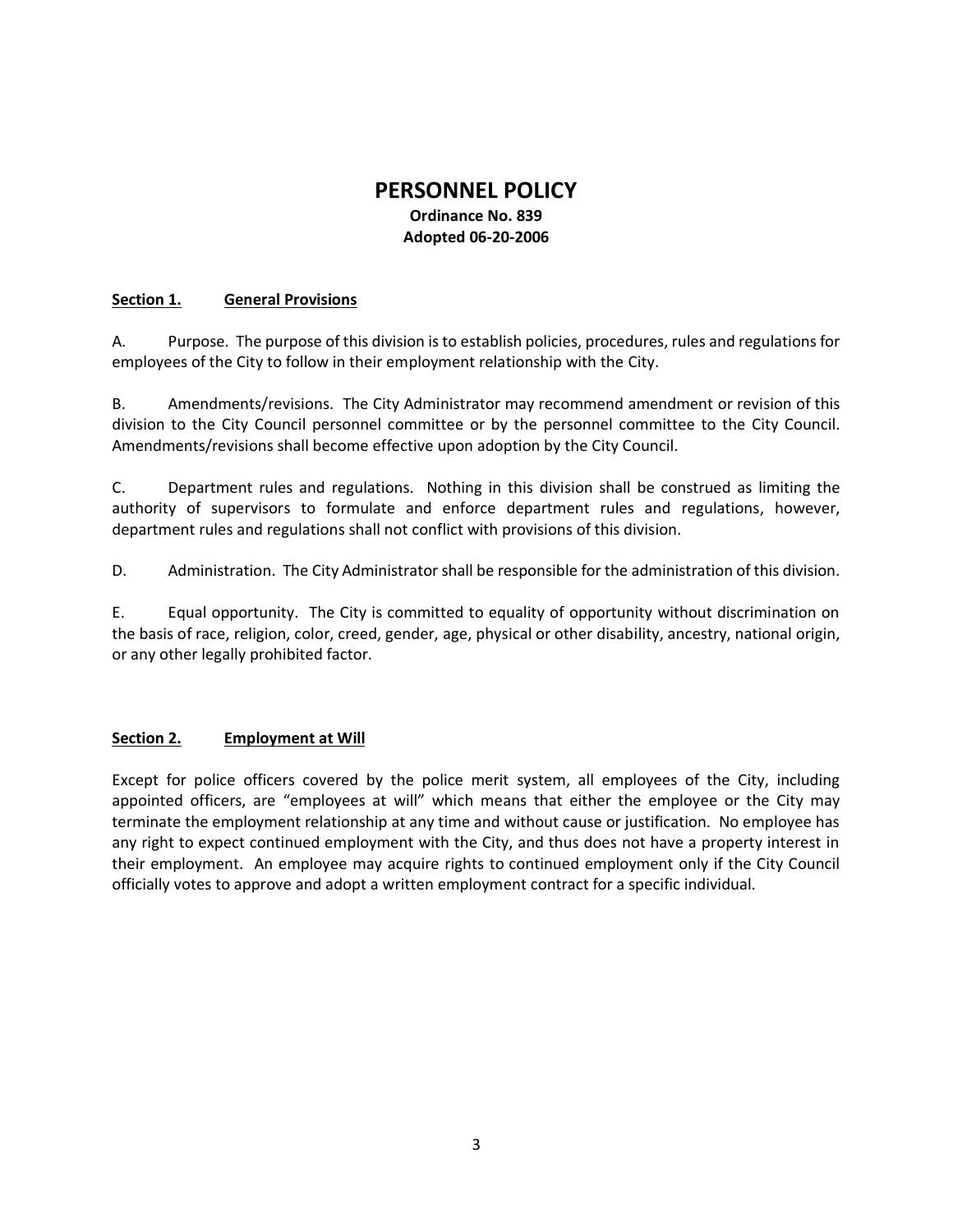# PERSONNEL POLICY

**Ordinance No. 839**
**Adopted 06-20-2006**

## Section 1. General Provisions

A. Purpose. The purpose of this division is to establish policies, procedures, rules and regulations for employees of the City to follow in their employment relationship with the City.

B. Amendments/revisions. The City Administrator may recommend amendment or revision of this division to the City Council personnel committee or by the personnel committee to the City Council. Amendments/revisions shall become effective upon adoption by the City Council.

C. Department rules and regulations. Nothing in this division shall be construed as limiting the authority of supervisors to formulate and enforce department rules and regulations, however, department rules and regulations shall not conflict with provisions of this division.

D. Administration. The City Administrator shall be responsible for the administration of this division.

E. Equal opportunity. The City is committed to equality of opportunity without discrimination on the basis of race, religion, color, creed, gender, age, physical or other disability, ancestry, national origin, or any other legally prohibited factor.

## Section 2. Employment at Will

Except for police officers covered by the police merit system, all employees of the City, including appointed officers, are "employees at will" which means that either the employee or the City may terminate the employment relationship at any time and without cause or justification. No employee has any right to expect continued employment with the City, and thus does not have a property interest in their employment. An employee may acquire rights to continued employment only if the City Council officially votes to approve and adopt a written employment contract for a specific individual.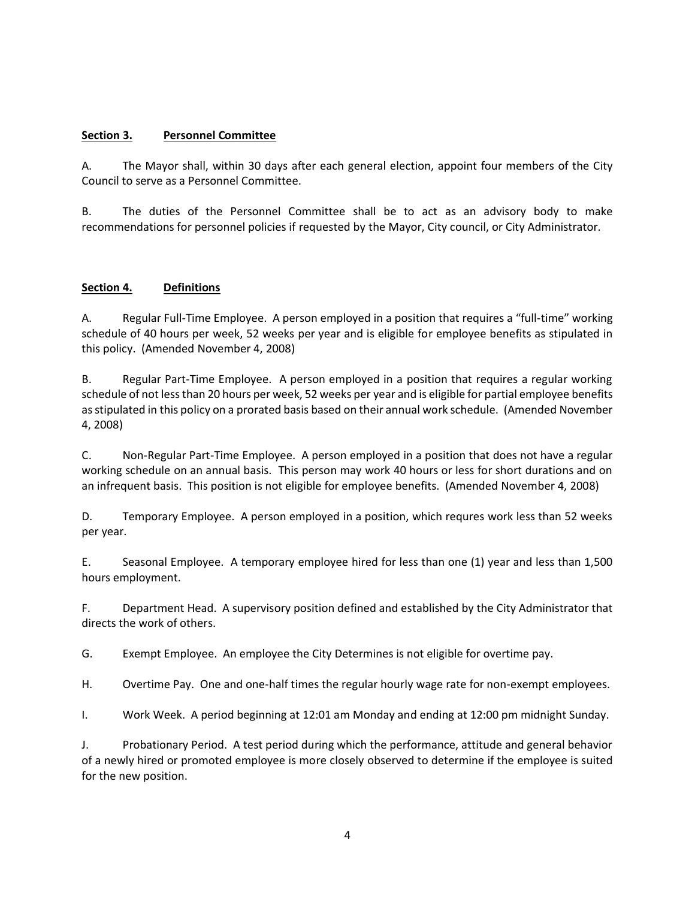## <u>Section 3.</u> <u>Personnel Committee</u>

A. The Mayor shall, within 30 days after each general election, appoint four members of the City Council to serve as a Personnel Committee.

B. The duties of the Personnel Committee shall be to act as an advisory body to make recommendations for personnel policies if requested by the Mayor, City council, or City Administrator.

## <u>Section 4.</u> <u>Definitions</u>

A. Regular Full-Time Employee. A person employed in a position that requires a "full-time" working schedule of 40 hours per week, 52 weeks per year and is eligible for employee benefits as stipulated in this policy. (Amended November 4, 2008)

B. Regular Part-Time Employee. A person employed in a position that requires a regular working schedule of not less than 20 hours per week, 52 weeks per year and is eligible for partial employee benefits as stipulated in this policy on a prorated basis based on their annual work schedule. (Amended November 4, 2008)

C. Non-Regular Part-Time Employee. A person employed in a position that does not have a regular working schedule on an annual basis. This person may work 40 hours or less for short durations and on an infrequent basis. This position is not eligible for employee benefits. (Amended November 4, 2008)

D. Temporary Employee. A person employed in a position, which requres work less than 52 weeks per year.

E. Seasonal Employee. A temporary employee hired for less than one (1) year and less than 1,500 hours employment.

F. Department Head. A supervisory position defined and established by the City Administrator that directs the work of others.

G. Exempt Employee. An employee the City Determines is not eligible for overtime pay.

H. Overtime Pay. One and one-half times the regular hourly wage rate for non-exempt employees.

I. Work Week. A period beginning at 12:01 am Monday and ending at 12:00 pm midnight Sunday.

J. Probationary Period. A test period during which the performance, attitude and general behavior of a newly hired or promoted employee is more closely observed to determine if the employee is suited for the new position.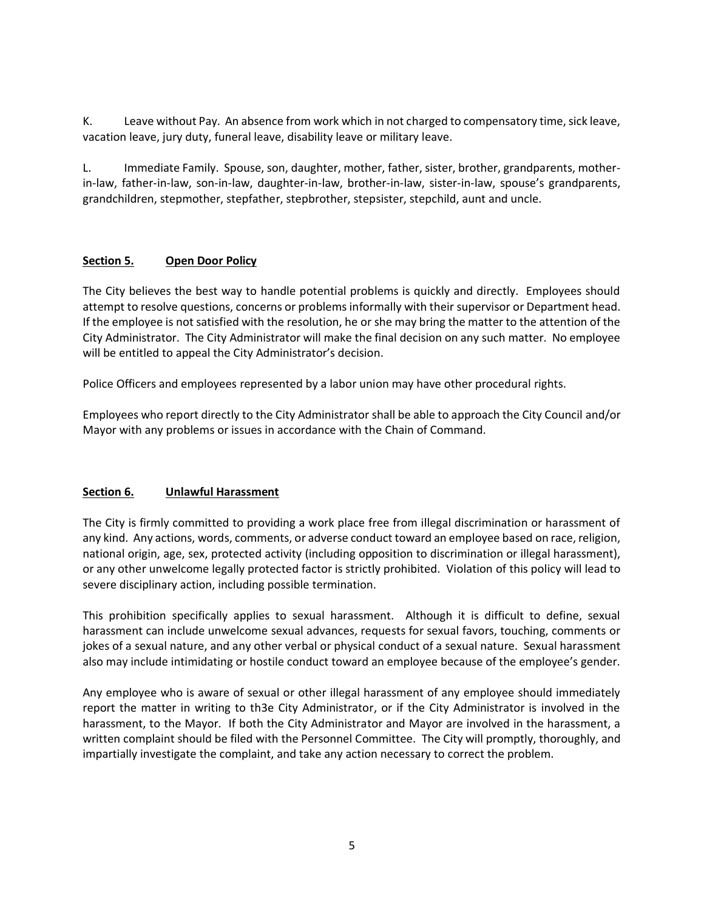K. Leave without Pay. An absence from work which in not charged to compensatory time, sick leave, vacation leave, jury duty, funeral leave, disability leave or military leave.

L. Immediate Family. Spouse, son, daughter, mother, father, sister, brother, grandparents, mother-in-law, father-in-law, son-in-law, daughter-in-law, brother-in-law, sister-in-law, spouse's grandparents, grandchildren, stepmother, stepfather, stepbrother, stepsister, stepchild, aunt and uncle.

## **Section 5. Open Door Policy**

The City believes the best way to handle potential problems is quickly and directly. Employees should attempt to resolve questions, concerns or problems informally with their supervisor or Department head. If the employee is not satisfied with the resolution, he or she may bring the matter to the attention of the City Administrator. The City Administrator will make the final decision on any such matter. No employee will be entitled to appeal the City Administrator's decision.

Police Officers and employees represented by a labor union may have other procedural rights.

Employees who report directly to the City Administrator shall be able to approach the City Council and/or Mayor with any problems or issues in accordance with the Chain of Command.

## **Section 6. Unlawful Harassment**

The City is firmly committed to providing a work place free from illegal discrimination or harassment of any kind. Any actions, words, comments, or adverse conduct toward an employee based on race, religion, national origin, age, sex, protected activity (including opposition to discrimination or illegal harassment), or any other unwelcome legally protected factor is strictly prohibited. Violation of this policy will lead to severe disciplinary action, including possible termination.

This prohibition specifically applies to sexual harassment. Although it is difficult to define, sexual harassment can include unwelcome sexual advances, requests for sexual favors, touching, comments or jokes of a sexual nature, and any other verbal or physical conduct of a sexual nature. Sexual harassment also may include intimidating or hostile conduct toward an employee because of the employee's gender.

Any employee who is aware of sexual or other illegal harassment of any employee should immediately report the matter in writing to th3e City Administrator, or if the City Administrator is involved in the harassment, to the Mayor. If both the City Administrator and Mayor are involved in the harassment, a written complaint should be filed with the Personnel Committee. The City will promptly, thoroughly, and impartially investigate the complaint, and take any action necessary to correct the problem.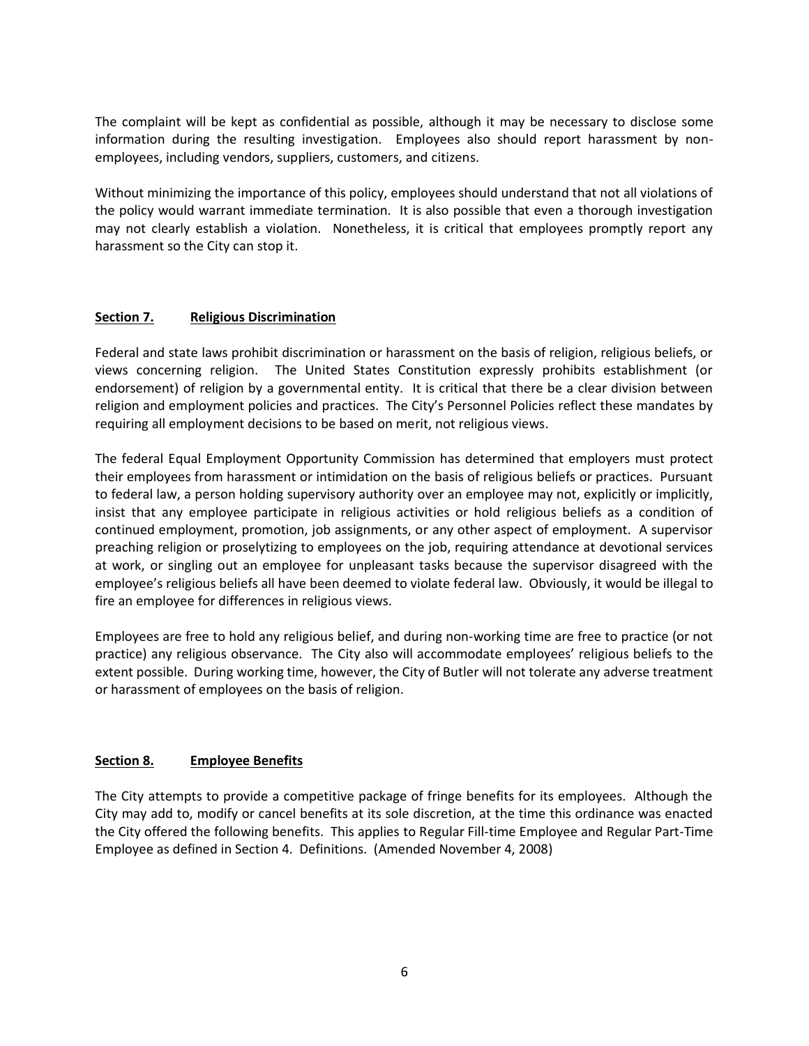The complaint will be kept as confidential as possible, although it may be necessary to disclose some information during the resulting investigation. Employees also should report harassment by non-employees, including vendors, suppliers, customers, and citizens.

Without minimizing the importance of this policy, employees should understand that not all violations of the policy would warrant immediate termination. It is also possible that even a thorough investigation may not clearly establish a violation. Nonetheless, it is critical that employees promptly report any harassment so the City can stop it.

## Section 7. Religious Discrimination

Federal and state laws prohibit discrimination or harassment on the basis of religion, religious beliefs, or views concerning religion. The United States Constitution expressly prohibits establishment (or endorsement) of religion by a governmental entity. It is critical that there be a clear division between religion and employment policies and practices. The City's Personnel Policies reflect these mandates by requiring all employment decisions to be based on merit, not religious views.

The federal Equal Employment Opportunity Commission has determined that employers must protect their employees from harassment or intimidation on the basis of religious beliefs or practices. Pursuant to federal law, a person holding supervisory authority over an employee may not, explicitly or implicitly, insist that any employee participate in religious activities or hold religious beliefs as a condition of continued employment, promotion, job assignments, or any other aspect of employment. A supervisor preaching religion or proselytizing to employees on the job, requiring attendance at devotional services at work, or singling out an employee for unpleasant tasks because the supervisor disagreed with the employee's religious beliefs all have been deemed to violate federal law. Obviously, it would be illegal to fire an employee for differences in religious views.

Employees are free to hold any religious belief, and during non-working time are free to practice (or not practice) any religious observance. The City also will accommodate employees' religious beliefs to the extent possible. During working time, however, the City of Butler will not tolerate any adverse treatment or harassment of employees on the basis of religion.

## Section 8. Employee Benefits

The City attempts to provide a competitive package of fringe benefits for its employees. Although the City may add to, modify or cancel benefits at its sole discretion, at the time this ordinance was enacted the City offered the following benefits. This applies to Regular Fill-time Employee and Regular Part-Time Employee as defined in Section 4. Definitions. (Amended November 4, 2008)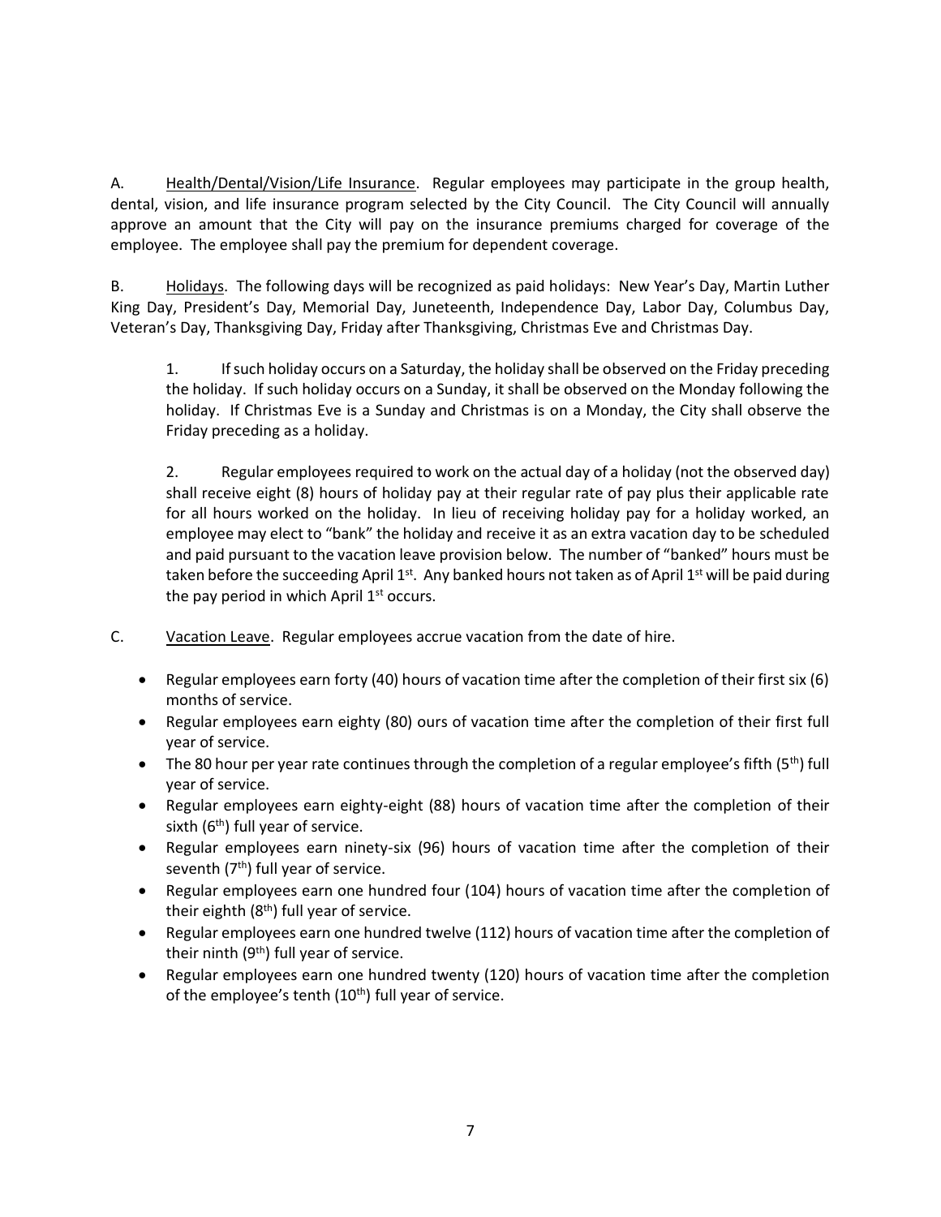A. <u>Health/Dental/Vision/Life Insurance</u>. Regular employees may participate in the group health, dental, vision, and life insurance program selected by the City Council. The City Council will annually approve an amount that the City will pay on the insurance premiums charged for coverage of the employee. The employee shall pay the premium for dependent coverage.

B. <u>Holidays</u>. The following days will be recognized as paid holidays: New Year's Day, Martin Luther King Day, President's Day, Memorial Day, Juneteenth, Independence Day, Labor Day, Columbus Day, Veteran's Day, Thanksgiving Day, Friday after Thanksgiving, Christmas Eve and Christmas Day.

1. If such holiday occurs on a Saturday, the holiday shall be observed on the Friday preceding the holiday. If such holiday occurs on a Sunday, it shall be observed on the Monday following the holiday. If Christmas Eve is a Sunday and Christmas is on a Monday, the City shall observe the Friday preceding as a holiday.

2. Regular employees required to work on the actual day of a holiday (not the observed day) shall receive eight (8) hours of holiday pay at their regular rate of pay plus their applicable rate for all hours worked on the holiday. In lieu of receiving holiday pay for a holiday worked, an employee may elect to "bank" the holiday and receive it as an extra vacation day to be scheduled and paid pursuant to the vacation leave provision below. The number of "banked" hours must be taken before the succeeding April 1st. Any banked hours not taken as of April 1st will be paid during the pay period in which April 1st occurs.

C. <u>Vacation Leave</u>. Regular employees accrue vacation from the date of hire.

- Regular employees earn forty (40) hours of vacation time after the completion of their first six (6) months of service.
- Regular employees earn eighty (80) ours of vacation time after the completion of their first full year of service.
- The 80 hour per year rate continues through the completion of a regular employee's fifth (5th) full year of service.
- Regular employees earn eighty-eight (88) hours of vacation time after the completion of their sixth (6th) full year of service.
- Regular employees earn ninety-six (96) hours of vacation time after the completion of their seventh (7th) full year of service.
- Regular employees earn one hundred four (104) hours of vacation time after the completion of their eighth (8th) full year of service.
- Regular employees earn one hundred twelve (112) hours of vacation time after the completion of their ninth (9th) full year of service.
- Regular employees earn one hundred twenty (120) hours of vacation time after the completion of the employee's tenth (10th) full year of service.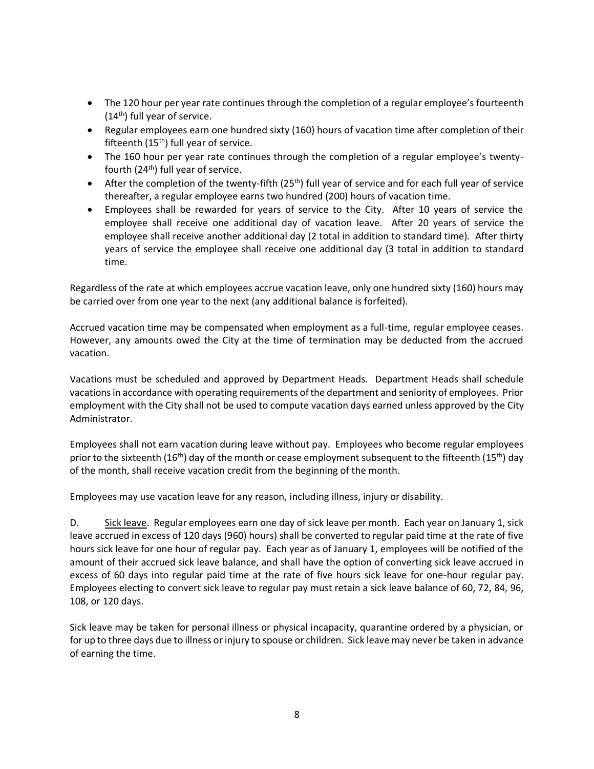- The 120 hour per year rate continues through the completion of a regular employee's fourteenth (14th) full year of service.
- Regular employees earn one hundred sixty (160) hours of vacation time after completion of their fifteenth (15th) full year of service.
- The 160 hour per year rate continues through the completion of a regular employee's twenty-fourth (24th) full year of service.
- After the completion of the twenty-fifth (25th) full year of service and for each full year of service thereafter, a regular employee earns two hundred (200) hours of vacation time.
- Employees shall be rewarded for years of service to the City. After 10 years of service the employee shall receive one additional day of vacation leave. After 20 years of service the employee shall receive another additional day (2 total in addition to standard time). After thirty years of service the employee shall receive one additional day (3 total in addition to standard time.

Regardless of the rate at which employees accrue vacation leave, only one hundred sixty (160) hours may be carried over from one year to the next (any additional balance is forfeited).

Accrued vacation time may be compensated when employment as a full-time, regular employee ceases. However, any amounts owed the City at the time of termination may be deducted from the accrued vacation.

Vacations must be scheduled and approved by Department Heads. Department Heads shall schedule vacations in accordance with operating requirements of the department and seniority of employees. Prior employment with the City shall not be used to compute vacation days earned unless approved by the City Administrator.

Employees shall not earn vacation during leave without pay. Employees who become regular employees prior to the sixteenth (16th) day of the month or cease employment subsequent to the fifteenth (15th) day of the month, shall receive vacation credit from the beginning of the month.

Employees may use vacation leave for any reason, including illness, injury or disability.

D. Sick leave. Regular employees earn one day of sick leave per month. Each year on January 1, sick leave accrued in excess of 120 days (960) hours) shall be converted to regular paid time at the rate of five hours sick leave for one hour of regular pay. Each year as of January 1, employees will be notified of the amount of their accrued sick leave balance, and shall have the option of converting sick leave accrued in excess of 60 days into regular paid time at the rate of five hours sick leave for one-hour regular pay. Employees electing to convert sick leave to regular pay must retain a sick leave balance of 60, 72, 84, 96, 108, or 120 days.

Sick leave may be taken for personal illness or physical incapacity, quarantine ordered by a physician, or for up to three days due to illness or injury to spouse or children. Sick leave may never be taken in advance of earning the time.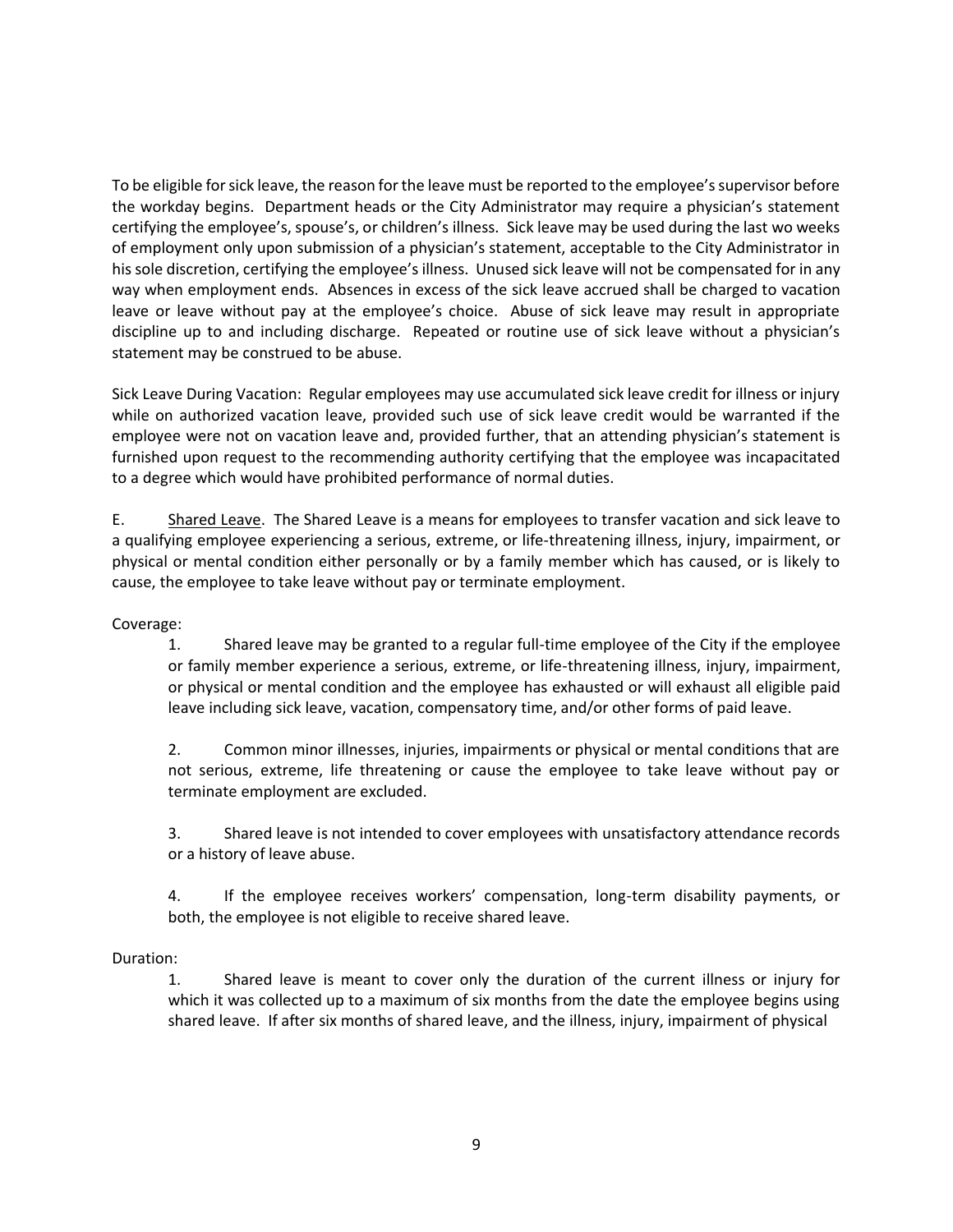To be eligible for sick leave, the reason for the leave must be reported to the employee's supervisor before the workday begins. Department heads or the City Administrator may require a physician's statement certifying the employee's, spouse's, or children's illness. Sick leave may be used during the last wo weeks of employment only upon submission of a physician's statement, acceptable to the City Administrator in his sole discretion, certifying the employee's illness. Unused sick leave will not be compensated for in any way when employment ends. Absences in excess of the sick leave accrued shall be charged to vacation leave or leave without pay at the employee's choice. Abuse of sick leave may result in appropriate discipline up to and including discharge. Repeated or routine use of sick leave without a physician's statement may be construed to be abuse.

Sick Leave During Vacation: Regular employees may use accumulated sick leave credit for illness or injury while on authorized vacation leave, provided such use of sick leave credit would be warranted if the employee were not on vacation leave and, provided further, that an attending physician's statement is furnished upon request to the recommending authority certifying that the employee was incapacitated to a degree which would have prohibited performance of normal duties.

E. Shared Leave. The Shared Leave is a means for employees to transfer vacation and sick leave to a qualifying employee experiencing a serious, extreme, or life-threatening illness, injury, impairment, or physical or mental condition either personally or by a family member which has caused, or is likely to cause, the employee to take leave without pay or terminate employment.

Coverage:

1. Shared leave may be granted to a regular full-time employee of the City if the employee or family member experience a serious, extreme, or life-threatening illness, injury, impairment, or physical or mental condition and the employee has exhausted or will exhaust all eligible paid leave including sick leave, vacation, compensatory time, and/or other forms of paid leave.

2. Common minor illnesses, injuries, impairments or physical or mental conditions that are not serious, extreme, life threatening or cause the employee to take leave without pay or terminate employment are excluded.

3. Shared leave is not intended to cover employees with unsatisfactory attendance records or a history of leave abuse.

4. If the employee receives workers' compensation, long-term disability payments, or both, the employee is not eligible to receive shared leave.

Duration:

1. Shared leave is meant to cover only the duration of the current illness or injury for which it was collected up to a maximum of six months from the date the employee begins using shared leave. If after six months of shared leave, and the illness, injury, impairment of physical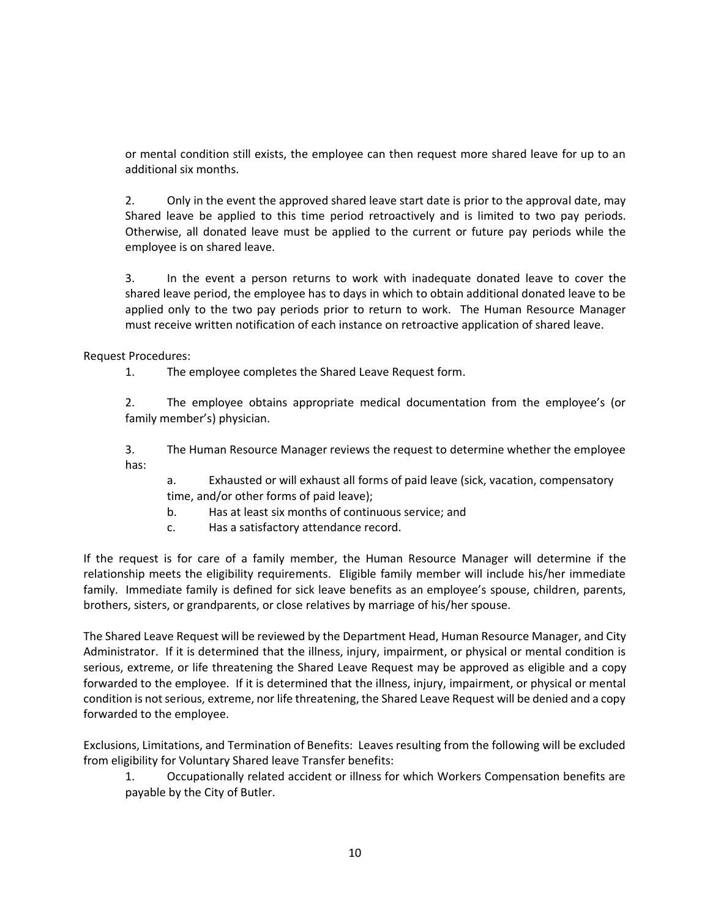or mental condition still exists, the employee can then request more shared leave for up to an additional six months.

2. Only in the event the approved shared leave start date is prior to the approval date, may Shared leave be applied to this time period retroactively and is limited to two pay periods. Otherwise, all donated leave must be applied to the current or future pay periods while the employee is on shared leave.

3. In the event a person returns to work with inadequate donated leave to cover the shared leave period, the employee has to days in which to obtain additional donated leave to be applied only to the two pay periods prior to return to work. The Human Resource Manager must receive written notification of each instance on retroactive application of shared leave.

Request Procedures:

1. The employee completes the Shared Leave Request form.

2. The employee obtains appropriate medical documentation from the employee's (or family member's) physician.

3. The Human Resource Manager reviews the request to determine whether the employee has:

   a. Exhausted or will exhaust all forms of paid leave (sick, vacation, compensatory time, and/or other forms of paid leave);

   b. Has at least six months of continuous service; and

   c. Has a satisfactory attendance record.

If the request is for care of a family member, the Human Resource Manager will determine if the relationship meets the eligibility requirements. Eligible family member will include his/her immediate family. Immediate family is defined for sick leave benefits as an employee's spouse, children, parents, brothers, sisters, or grandparents, or close relatives by marriage of his/her spouse.

The Shared Leave Request will be reviewed by the Department Head, Human Resource Manager, and City Administrator. If it is determined that the illness, injury, impairment, or physical or mental condition is serious, extreme, or life threatening the Shared Leave Request may be approved as eligible and a copy forwarded to the employee. If it is determined that the illness, injury, impairment, or physical or mental condition is not serious, extreme, nor life threatening, the Shared Leave Request will be denied and a copy forwarded to the employee.

Exclusions, Limitations, and Termination of Benefits: Leaves resulting from the following will be excluded from eligibility for Voluntary Shared leave Transfer benefits:

1. Occupationally related accident or illness for which Workers Compensation benefits are payable by the City of Butler.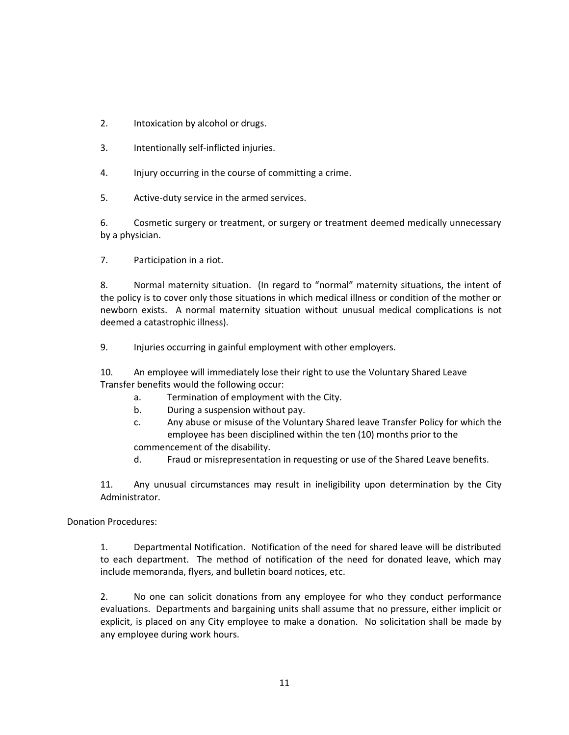2. Intoxication by alcohol or drugs.

3. Intentionally self-inflicted injuries.

4. Injury occurring in the course of committing a crime.

5. Active-duty service in the armed services.

6. Cosmetic surgery or treatment, or surgery or treatment deemed medically unnecessary by a physician.

7. Participation in a riot.

8. Normal maternity situation. (In regard to "normal" maternity situations, the intent of the policy is to cover only those situations in which medical illness or condition of the mother or newborn exists. A normal maternity situation without unusual medical complications is not deemed a catastrophic illness).

9. Injuries occurring in gainful employment with other employers.

10. An employee will immediately lose their right to use the Voluntary Shared Leave Transfer benefits would the following occur:
    a. Termination of employment with the City.
    b. During a suspension without pay.
    c. Any abuse or misuse of the Voluntary Shared leave Transfer Policy for which the employee has been disciplined within the ten (10) months prior to the commencement of the disability.
    d. Fraud or misrepresentation in requesting or use of the Shared Leave benefits.

11. Any unusual circumstances may result in ineligibility upon determination by the City Administrator.

Donation Procedures:

1. Departmental Notification. Notification of the need for shared leave will be distributed to each department. The method of notification of the need for donated leave, which may include memoranda, flyers, and bulletin board notices, etc.

2. No one can solicit donations from any employee for who they conduct performance evaluations. Departments and bargaining units shall assume that no pressure, either implicit or explicit, is placed on any City employee to make a donation. No solicitation shall be made by any employee during work hours.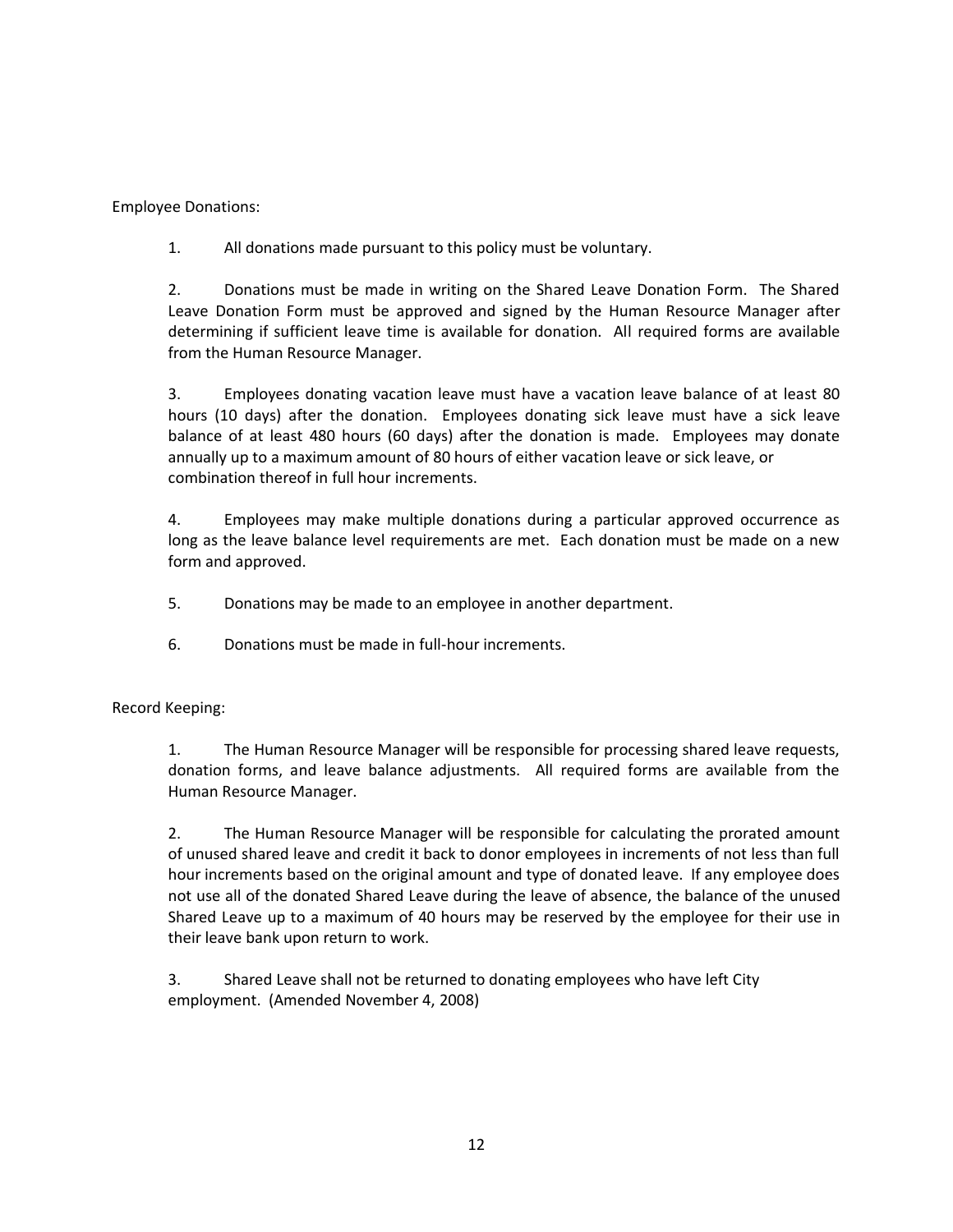Employee Donations:

1. All donations made pursuant to this policy must be voluntary.

2. Donations must be made in writing on the Shared Leave Donation Form. The Shared Leave Donation Form must be approved and signed by the Human Resource Manager after determining if sufficient leave time is available for donation. All required forms are available from the Human Resource Manager.

3. Employees donating vacation leave must have a vacation leave balance of at least 80 hours (10 days) after the donation. Employees donating sick leave must have a sick leave balance of at least 480 hours (60 days) after the donation is made. Employees may donate annually up to a maximum amount of 80 hours of either vacation leave or sick leave, or combination thereof in full hour increments.

4. Employees may make multiple donations during a particular approved occurrence as long as the leave balance level requirements are met. Each donation must be made on a new form and approved.

5. Donations may be made to an employee in another department.

6. Donations must be made in full-hour increments.

Record Keeping:

1. The Human Resource Manager will be responsible for processing shared leave requests, donation forms, and leave balance adjustments. All required forms are available from the Human Resource Manager.

2. The Human Resource Manager will be responsible for calculating the prorated amount of unused shared leave and credit it back to donor employees in increments of not less than full hour increments based on the original amount and type of donated leave. If any employee does not use all of the donated Shared Leave during the leave of absence, the balance of the unused Shared Leave up to a maximum of 40 hours may be reserved by the employee for their use in their leave bank upon return to work.

3. Shared Leave shall not be returned to donating employees who have left City employment. (Amended November 4, 2008)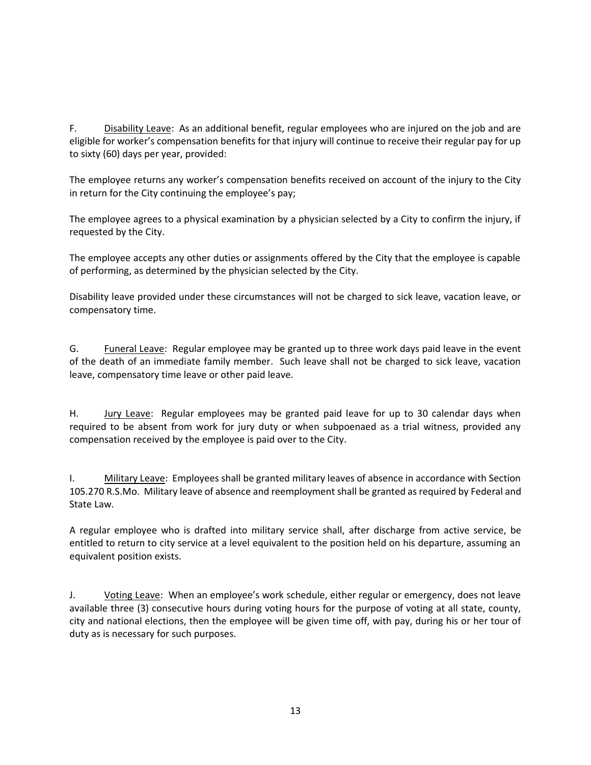F. Disability Leave: As an additional benefit, regular employees who are injured on the job and are eligible for worker's compensation benefits for that injury will continue to receive their regular pay for up to sixty (60) days per year, provided:

The employee returns any worker's compensation benefits received on account of the injury to the City in return for the City continuing the employee's pay;

The employee agrees to a physical examination by a physician selected by a City to confirm the injury, if requested by the City.

The employee accepts any other duties or assignments offered by the City that the employee is capable of performing, as determined by the physician selected by the City.

Disability leave provided under these circumstances will not be charged to sick leave, vacation leave, or compensatory time.

G. Funeral Leave: Regular employee may be granted up to three work days paid leave in the event of the death of an immediate family member. Such leave shall not be charged to sick leave, vacation leave, compensatory time leave or other paid leave.

H. Jury Leave: Regular employees may be granted paid leave for up to 30 calendar days when required to be absent from work for jury duty or when subpoenaed as a trial witness, provided any compensation received by the employee is paid over to the City.

I. Military Leave: Employees shall be granted military leaves of absence in accordance with Section 105.270 R.S.Mo. Military leave of absence and reemployment shall be granted as required by Federal and State Law.

A regular employee who is drafted into military service shall, after discharge from active service, be entitled to return to city service at a level equivalent to the position held on his departure, assuming an equivalent position exists.

J. Voting Leave: When an employee's work schedule, either regular or emergency, does not leave available three (3) consecutive hours during voting hours for the purpose of voting at all state, county, city and national elections, then the employee will be given time off, with pay, during his or her tour of duty as is necessary for such purposes.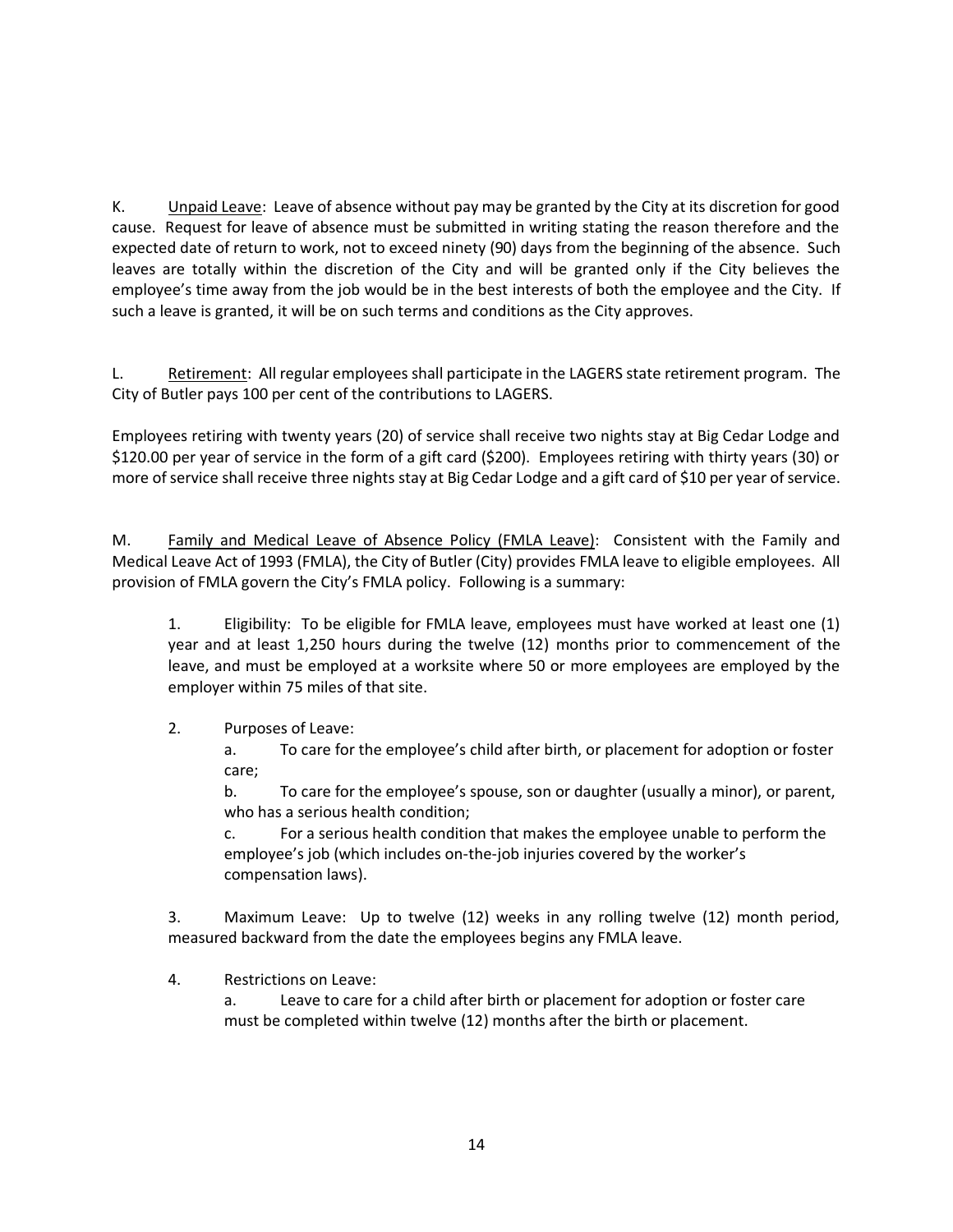K. <u>Unpaid Leave</u>: Leave of absence without pay may be granted by the City at its discretion for good cause. Request for leave of absence must be submitted in writing stating the reason therefore and the expected date of return to work, not to exceed ninety (90) days from the beginning of the absence. Such leaves are totally within the discretion of the City and will be granted only if the City believes the employee's time away from the job would be in the best interests of both the employee and the City. If such a leave is granted, it will be on such terms and conditions as the City approves.

L. <u>Retirement</u>: All regular employees shall participate in the LAGERS state retirement program. The City of Butler pays 100 per cent of the contributions to LAGERS.

Employees retiring with twenty years (20) of service shall receive two nights stay at Big Cedar Lodge and $120.00 per year of service in the form of a gift card ($200). Employees retiring with thirty years (30) or more of service shall receive three nights stay at Big Cedar Lodge and a gift card of $10 per year of service.

M. <u>Family and Medical Leave of Absence Policy (FMLA Leave)</u>: Consistent with the Family and Medical Leave Act of 1993 (FMLA), the City of Butler (City) provides FMLA leave to eligible employees. All provision of FMLA govern the City's FMLA policy. Following is a summary:

1. Eligibility: To be eligible for FMLA leave, employees must have worked at least one (1) year and at least 1,250 hours during the twelve (12) months prior to commencement of the leave, and must be employed at a worksite where 50 or more employees are employed by the employer within 75 miles of that site.

2. Purposes of Leave:

   a. To care for the employee's child after birth, or placement for adoption or foster care;

   b. To care for the employee's spouse, son or daughter (usually a minor), or parent, who has a serious health condition;

   c. For a serious health condition that makes the employee unable to perform the employee's job (which includes on-the-job injuries covered by the worker's compensation laws).

3. Maximum Leave: Up to twelve (12) weeks in any rolling twelve (12) month period, measured backward from the date the employees begins any FMLA leave.

4. Restrictions on Leave:

   a. Leave to care for a child after birth or placement for adoption or foster care must be completed within twelve (12) months after the birth or placement.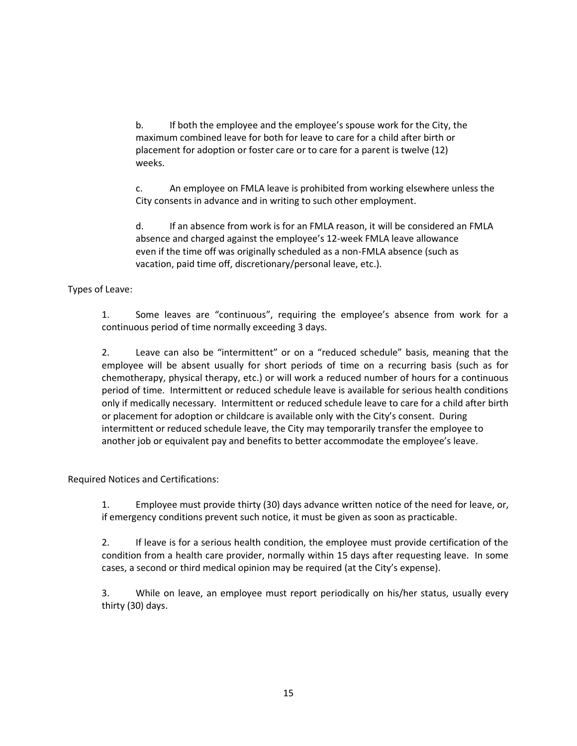b. If both the employee and the employee's spouse work for the City, the maximum combined leave for both for leave to care for a child after birth or placement for adoption or foster care or to care for a parent is twelve (12) weeks.

c. An employee on FMLA leave is prohibited from working elsewhere unless the City consents in advance and in writing to such other employment.

d. If an absence from work is for an FMLA reason, it will be considered an FMLA absence and charged against the employee's 12-week FMLA leave allowance even if the time off was originally scheduled as a non-FMLA absence (such as vacation, paid time off, discretionary/personal leave, etc.).

Types of Leave:

1. Some leaves are "continuous", requiring the employee's absence from work for a continuous period of time normally exceeding 3 days.

2. Leave can also be "intermittent" or on a "reduced schedule" basis, meaning that the employee will be absent usually for short periods of time on a recurring basis (such as for chemotherapy, physical therapy, etc.) or will work a reduced number of hours for a continuous period of time. Intermittent or reduced schedule leave is available for serious health conditions only if medically necessary. Intermittent or reduced schedule leave to care for a child after birth or placement for adoption or childcare is available only with the City's consent. During intermittent or reduced schedule leave, the City may temporarily transfer the employee to another job or equivalent pay and benefits to better accommodate the employee's leave.

Required Notices and Certifications:

1. Employee must provide thirty (30) days advance written notice of the need for leave, or, if emergency conditions prevent such notice, it must be given as soon as practicable.

2. If leave is for a serious health condition, the employee must provide certification of the condition from a health care provider, normally within 15 days after requesting leave. In some cases, a second or third medical opinion may be required (at the City's expense).

3. While on leave, an employee must report periodically on his/her status, usually every thirty (30) days.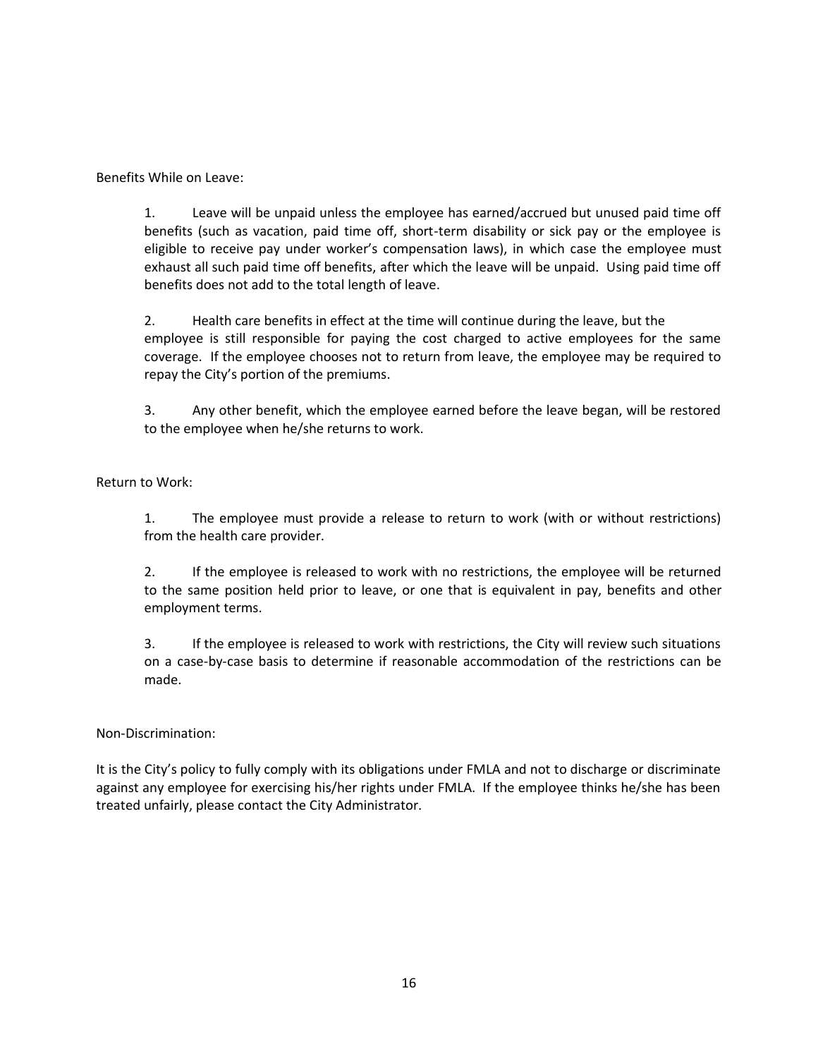Benefits While on Leave:

1. Leave will be unpaid unless the employee has earned/accrued but unused paid time off benefits (such as vacation, paid time off, short-term disability or sick pay or the employee is eligible to receive pay under worker's compensation laws), in which case the employee must exhaust all such paid time off benefits, after which the leave will be unpaid. Using paid time off benefits does not add to the total length of leave.

2. Health care benefits in effect at the time will continue during the leave, but the employee is still responsible for paying the cost charged to active employees for the same coverage. If the employee chooses not to return from leave, the employee may be required to repay the City's portion of the premiums.

3. Any other benefit, which the employee earned before the leave began, will be restored to the employee when he/she returns to work.

Return to Work:

1. The employee must provide a release to return to work (with or without restrictions) from the health care provider.

2. If the employee is released to work with no restrictions, the employee will be returned to the same position held prior to leave, or one that is equivalent in pay, benefits and other employment terms.

3. If the employee is released to work with restrictions, the City will review such situations on a case-by-case basis to determine if reasonable accommodation of the restrictions can be made.

Non-Discrimination:

It is the City's policy to fully comply with its obligations under FMLA and not to discharge or discriminate against any employee for exercising his/her rights under FMLA. If the employee thinks he/she has been treated unfairly, please contact the City Administrator.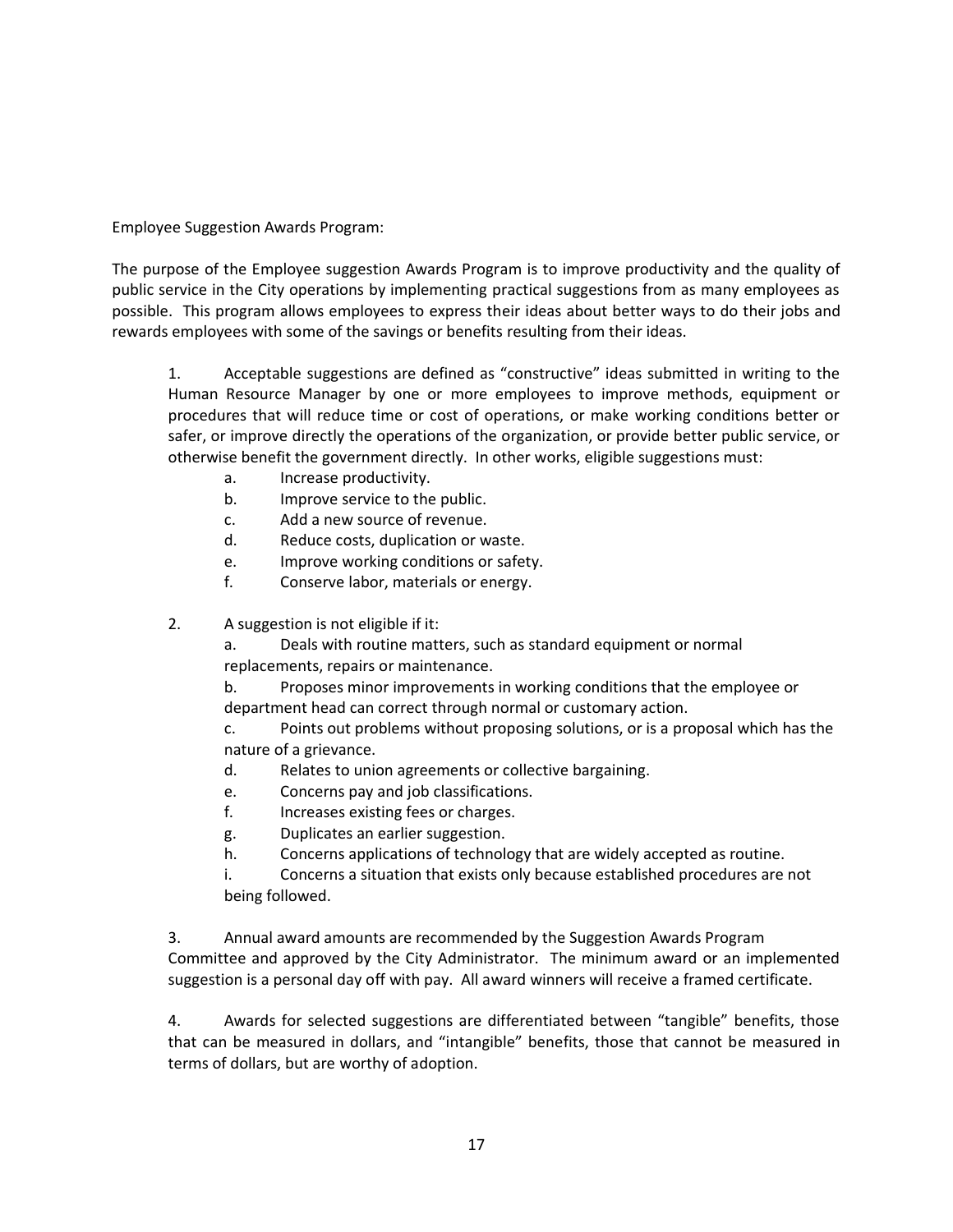Employee Suggestion Awards Program:

The purpose of the Employee suggestion Awards Program is to improve productivity and the quality of public service in the City operations by implementing practical suggestions from as many employees as possible. This program allows employees to express their ideas about better ways to do their jobs and rewards employees with some of the savings or benefits resulting from their ideas.

1. Acceptable suggestions are defined as "constructive" ideas submitted in writing to the Human Resource Manager by one or more employees to improve methods, equipment or procedures that will reduce time or cost of operations, or make working conditions better or safer, or improve directly the operations of the organization, or provide better public service, or otherwise benefit the government directly. In other works, eligible suggestions must:
   - a. Increase productivity.
   - b. Improve service to the public.
   - c. Add a new source of revenue.
   - d. Reduce costs, duplication or waste.
   - e. Improve working conditions or safety.
   - f. Conserve labor, materials or energy.

2. A suggestion is not eligible if it:
   - a. Deals with routine matters, such as standard equipment or normal replacements, repairs or maintenance.
   - b. Proposes minor improvements in working conditions that the employee or department head can correct through normal or customary action.
   - c. Points out problems without proposing solutions, or is a proposal which has the nature of a grievance.
   - d. Relates to union agreements or collective bargaining.
   - e. Concerns pay and job classifications.
   - f. Increases existing fees or charges.
   - g. Duplicates an earlier suggestion.
   - h. Concerns applications of technology that are widely accepted as routine.
   - i. Concerns a situation that exists only because established procedures are not being followed.

3. Annual award amounts are recommended by the Suggestion Awards Program Committee and approved by the City Administrator. The minimum award or an implemented suggestion is a personal day off with pay. All award winners will receive a framed certificate.

4. Awards for selected suggestions are differentiated between "tangible" benefits, those that can be measured in dollars, and "intangible" benefits, those that cannot be measured in terms of dollars, but are worthy of adoption.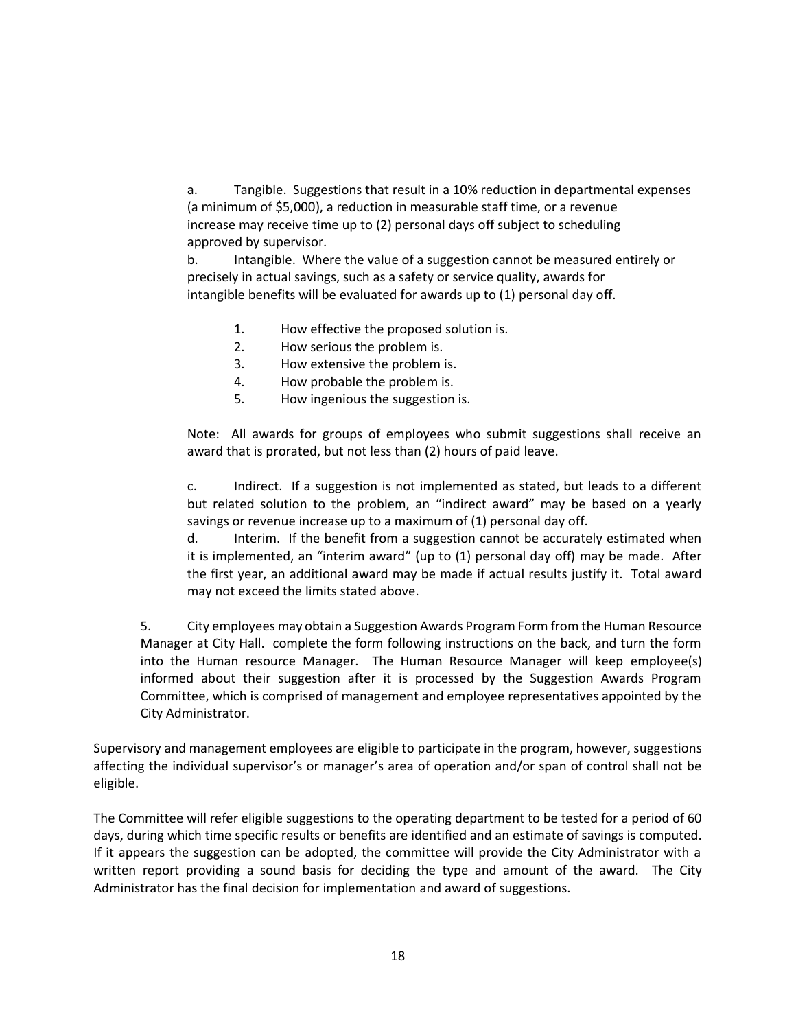a. Tangible. Suggestions that result in a 10% reduction in departmental expenses (a minimum of $5,000), a reduction in measurable staff time, or a revenue increase may receive time up to (2) personal days off subject to scheduling approved by supervisor.

b. Intangible. Where the value of a suggestion cannot be measured entirely or precisely in actual savings, such as a safety or service quality, awards for intangible benefits will be evaluated for awards up to (1) personal day off.

1. How effective the proposed solution is.
2. How serious the problem is.
3. How extensive the problem is.
4. How probable the problem is.
5. How ingenious the suggestion is.

Note: All awards for groups of employees who submit suggestions shall receive an award that is prorated, but not less than (2) hours of paid leave.

c. Indirect. If a suggestion is not implemented as stated, but leads to a different but related solution to the problem, an "indirect award" may be based on a yearly savings or revenue increase up to a maximum of (1) personal day off.

d. Interim. If the benefit from a suggestion cannot be accurately estimated when it is implemented, an "interim award" (up to (1) personal day off) may be made. After the first year, an additional award may be made if actual results justify it. Total award may not exceed the limits stated above.

5. City employees may obtain a Suggestion Awards Program Form from the Human Resource Manager at City Hall. complete the form following instructions on the back, and turn the form into the Human resource Manager. The Human Resource Manager will keep employee(s) informed about their suggestion after it is processed by the Suggestion Awards Program Committee, which is comprised of management and employee representatives appointed by the City Administrator.

Supervisory and management employees are eligible to participate in the program, however, suggestions affecting the individual supervisor's or manager's area of operation and/or span of control shall not be eligible.

The Committee will refer eligible suggestions to the operating department to be tested for a period of 60 days, during which time specific results or benefits are identified and an estimate of savings is computed. If it appears the suggestion can be adopted, the committee will provide the City Administrator with a written report providing a sound basis for deciding the type and amount of the award. The City Administrator has the final decision for implementation and award of suggestions.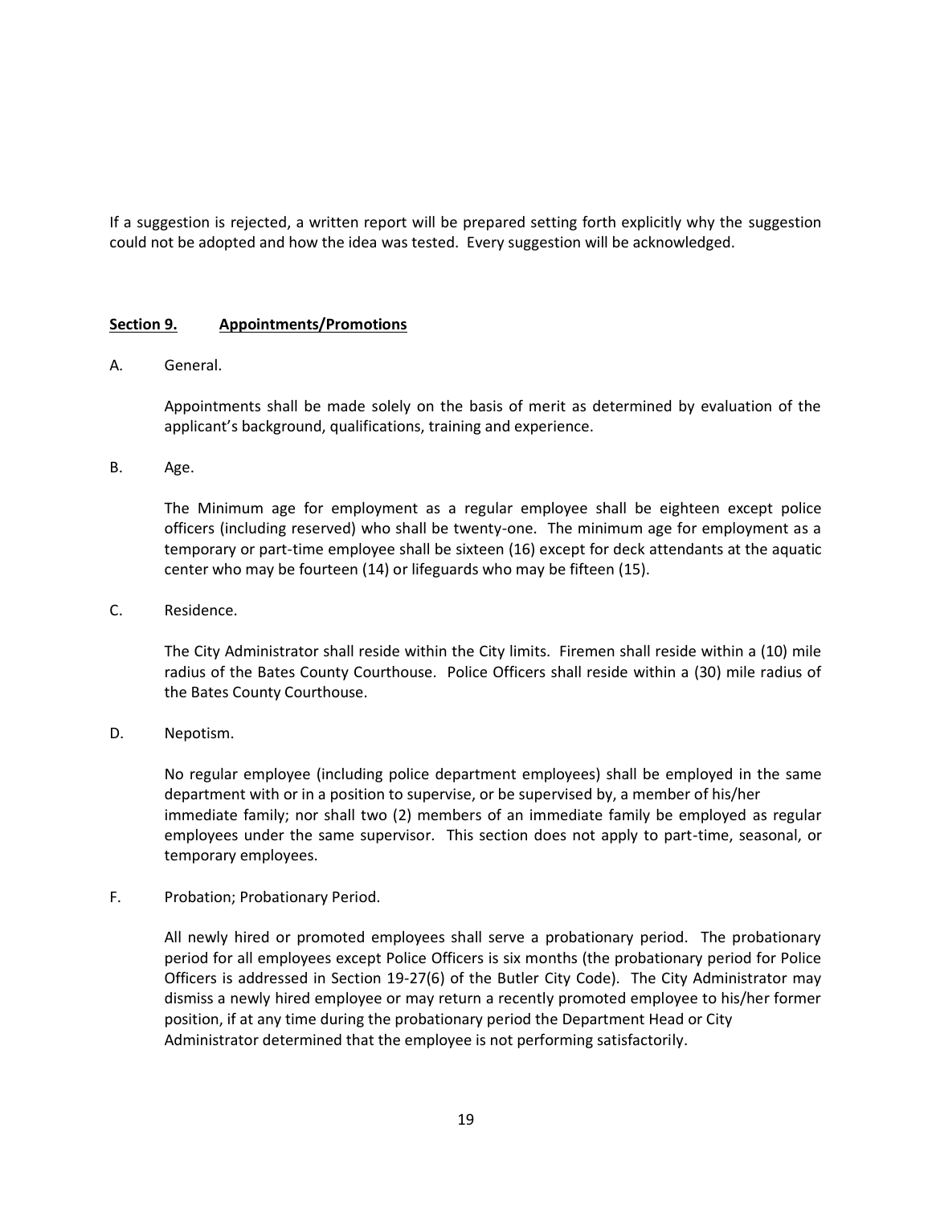If a suggestion is rejected, a written report will be prepared setting forth explicitly why the suggestion could not be adopted and how the idea was tested. Every suggestion will be acknowledged.

## Section 9. Appointments/Promotions

A. General.

Appointments shall be made solely on the basis of merit as determined by evaluation of the applicant's background, qualifications, training and experience.

B. Age.

The Minimum age for employment as a regular employee shall be eighteen except police officers (including reserved) who shall be twenty-one. The minimum age for employment as a temporary or part-time employee shall be sixteen (16) except for deck attendants at the aquatic center who may be fourteen (14) or lifeguards who may be fifteen (15).

C. Residence.

The City Administrator shall reside within the City limits. Firemen shall reside within a (10) mile radius of the Bates County Courthouse. Police Officers shall reside within a (30) mile radius of the Bates County Courthouse.

D. Nepotism.

No regular employee (including police department employees) shall be employed in the same department with or in a position to supervise, or be supervised by, a member of his/her immediate family; nor shall two (2) members of an immediate family be employed as regular employees under the same supervisor. This section does not apply to part-time, seasonal, or temporary employees.

F. Probation; Probationary Period.

All newly hired or promoted employees shall serve a probationary period. The probationary period for all employees except Police Officers is six months (the probationary period for Police Officers is addressed in Section 19-27(6) of the Butler City Code). The City Administrator may dismiss a newly hired employee or may return a recently promoted employee to his/her former position, if at any time during the probationary period the Department Head or City Administrator determined that the employee is not performing satisfactorily.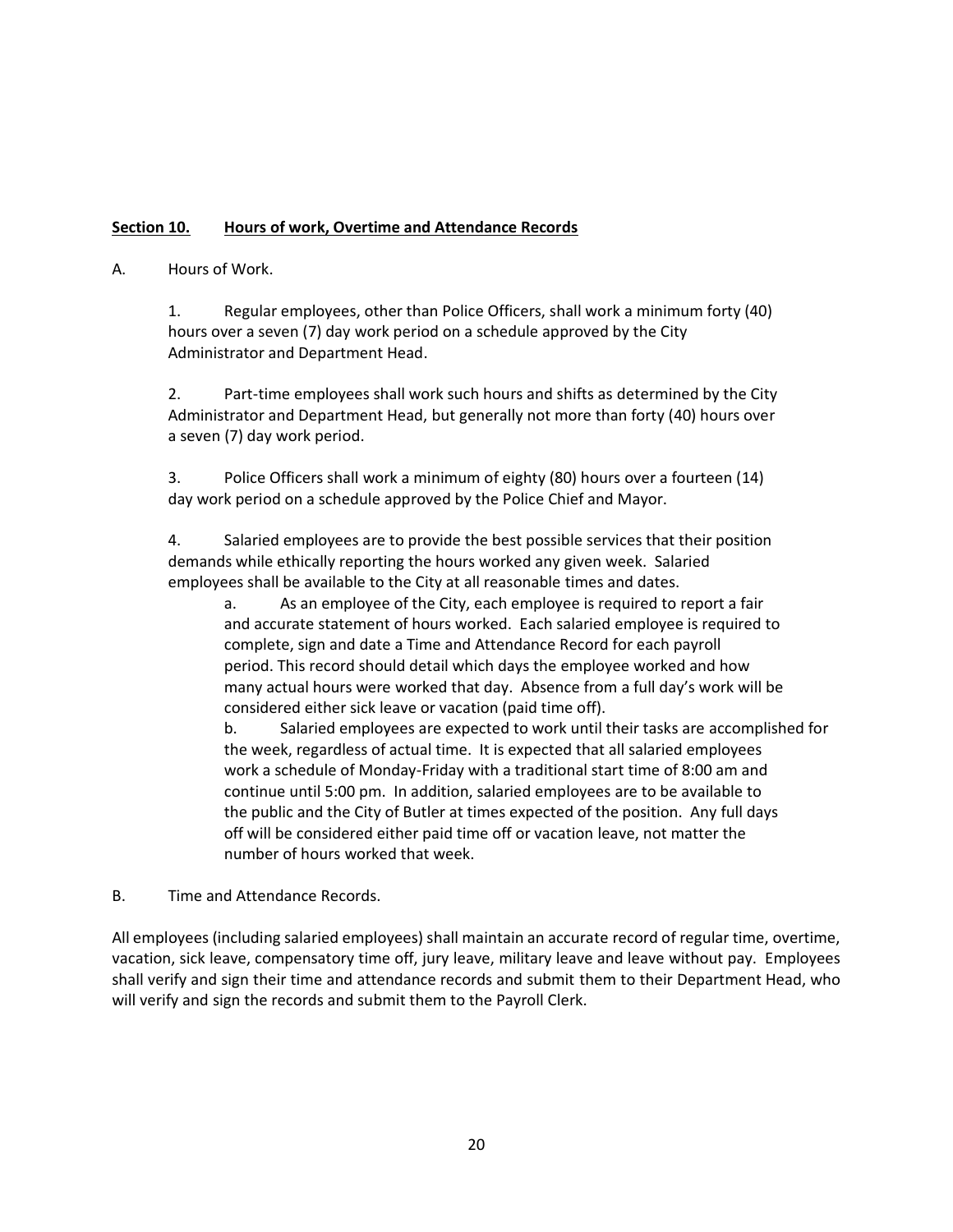**<u>Section 10.</u>** **<u>Hours of work, Overtime and Attendance Records</u>**

A. Hours of Work.

1. Regular employees, other than Police Officers, shall work a minimum forty (40) hours over a seven (7) day work period on a schedule approved by the City Administrator and Department Head.

2. Part-time employees shall work such hours and shifts as determined by the City Administrator and Department Head, but generally not more than forty (40) hours over a seven (7) day work period.

3. Police Officers shall work a minimum of eighty (80) hours over a fourteen (14) day work period on a schedule approved by the Police Chief and Mayor.

4. Salaried employees are to provide the best possible services that their position demands while ethically reporting the hours worked any given week. Salaried employees shall be available to the City at all reasonable times and dates.

   a. As an employee of the City, each employee is required to report a fair and accurate statement of hours worked. Each salaried employee is required to complete, sign and date a Time and Attendance Record for each payroll period. This record should detail which days the employee worked and how many actual hours were worked that day. Absence from a full day's work will be considered either sick leave or vacation (paid time off).

   b. Salaried employees are expected to work until their tasks are accomplished for the week, regardless of actual time. It is expected that all salaried employees work a schedule of Monday-Friday with a traditional start time of 8:00 am and continue until 5:00 pm. In addition, salaried employees are to be available to the public and the City of Butler at times expected of the position. Any full days off will be considered either paid time off or vacation leave, not matter the number of hours worked that week.

B. Time and Attendance Records.

All employees (including salaried employees) shall maintain an accurate record of regular time, overtime, vacation, sick leave, compensatory time off, jury leave, military leave and leave without pay. Employees shall verify and sign their time and attendance records and submit them to their Department Head, who will verify and sign the records and submit them to the Payroll Clerk.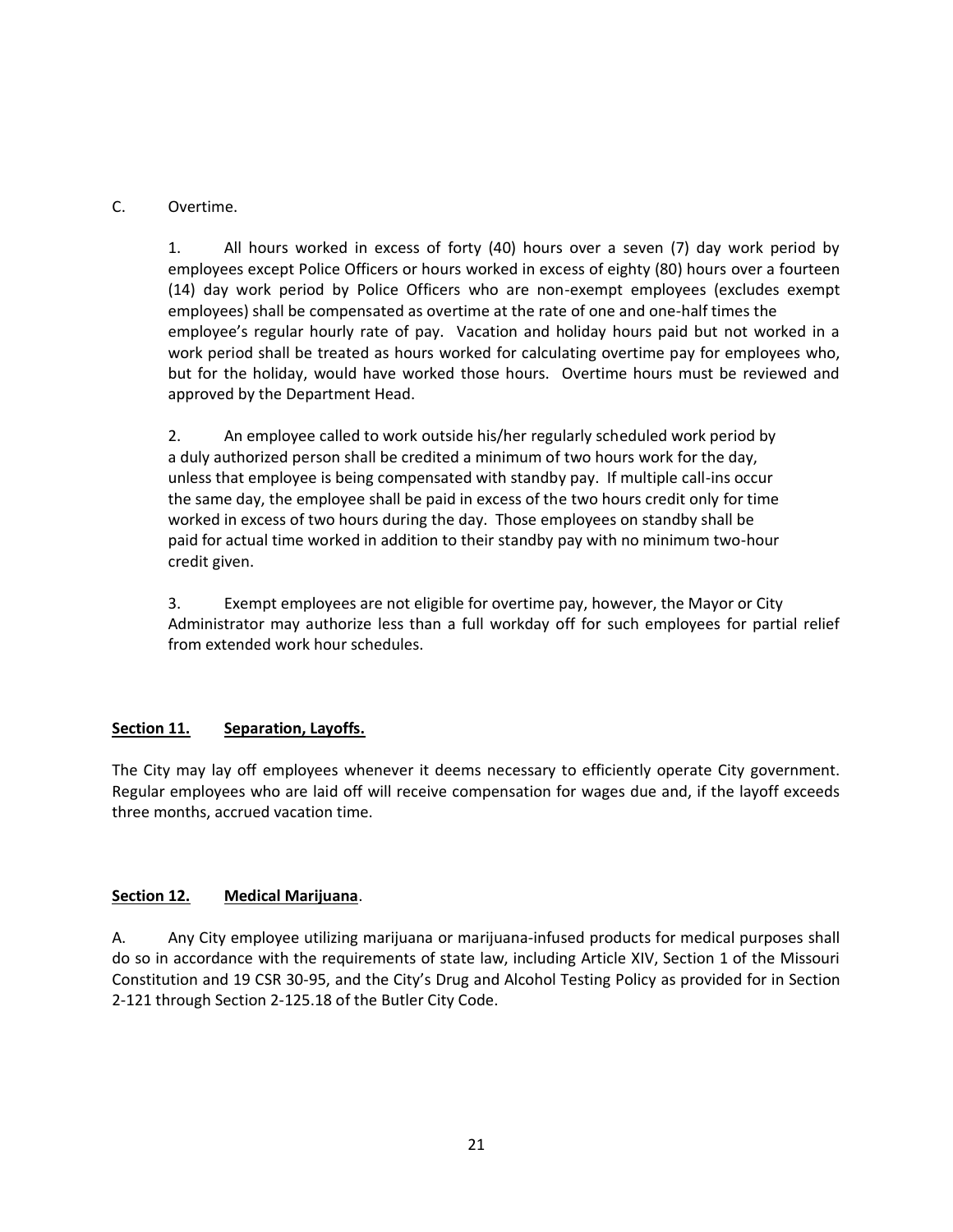C. Overtime.

1. All hours worked in excess of forty (40) hours over a seven (7) day work period by employees except Police Officers or hours worked in excess of eighty (80) hours over a fourteen (14) day work period by Police Officers who are non-exempt employees (excludes exempt employees) shall be compensated as overtime at the rate of one and one-half times the employee's regular hourly rate of pay. Vacation and holiday hours paid but not worked in a work period shall be treated as hours worked for calculating overtime pay for employees who, but for the holiday, would have worked those hours. Overtime hours must be reviewed and approved by the Department Head.

2. An employee called to work outside his/her regularly scheduled work period by a duly authorized person shall be credited a minimum of two hours work for the day, unless that employee is being compensated with standby pay. If multiple call-ins occur the same day, the employee shall be paid in excess of the two hours credit only for time worked in excess of two hours during the day. Those employees on standby shall be paid for actual time worked in addition to their standby pay with no minimum two-hour credit given.

3. Exempt employees are not eligible for overtime pay, however, the Mayor or City Administrator may authorize less than a full workday off for such employees for partial relief from extended work hour schedules.

**Section 11. Separation, Layoffs.**

The City may lay off employees whenever it deems necessary to efficiently operate City government. Regular employees who are laid off will receive compensation for wages due and, if the layoff exceeds three months, accrued vacation time.

**Section 12. Medical Marijuana**.

A. Any City employee utilizing marijuana or marijuana-infused products for medical purposes shall do so in accordance with the requirements of state law, including Article XIV, Section 1 of the Missouri Constitution and 19 CSR 30-95, and the City's Drug and Alcohol Testing Policy as provided for in Section 2-121 through Section 2-125.18 of the Butler City Code.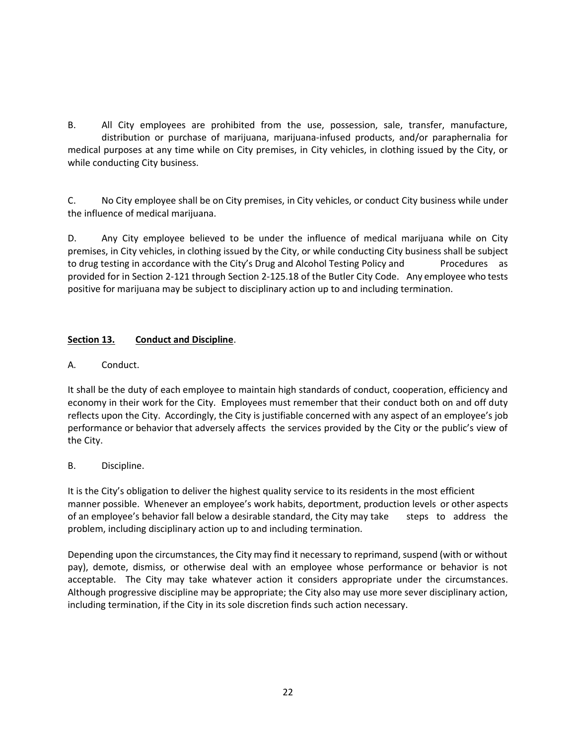B. All City employees are prohibited from the use, possession, sale, transfer, manufacture, distribution or purchase of marijuana, marijuana-infused products, and/or paraphernalia for medical purposes at any time while on City premises, in City vehicles, in clothing issued by the City, or while conducting City business.

C. No City employee shall be on City premises, in City vehicles, or conduct City business while under the influence of medical marijuana.

D. Any City employee believed to be under the influence of medical marijuana while on City premises, in City vehicles, in clothing issued by the City, or while conducting City business shall be subject to drug testing in accordance with the City's Drug and Alcohol Testing Policy and Procedures as provided for in Section 2-121 through Section 2-125.18 of the Butler City Code. Any employee who tests positive for marijuana may be subject to disciplinary action up to and including termination.

**Section 13. Conduct and Discipline**.

A. Conduct.

It shall be the duty of each employee to maintain high standards of conduct, cooperation, efficiency and economy in their work for the City. Employees must remember that their conduct both on and off duty reflects upon the City. Accordingly, the City is justifiable concerned with any aspect of an employee's job performance or behavior that adversely affects the services provided by the City or the public's view of the City.

B. Discipline.

It is the City's obligation to deliver the highest quality service to its residents in the most efficient manner possible. Whenever an employee's work habits, deportment, production levels or other aspects of an employee's behavior fall below a desirable standard, the City may take steps to address the problem, including disciplinary action up to and including termination.

Depending upon the circumstances, the City may find it necessary to reprimand, suspend (with or without pay), demote, dismiss, or otherwise deal with an employee whose performance or behavior is not acceptable. The City may take whatever action it considers appropriate under the circumstances. Although progressive discipline may be appropriate; the City also may use more sever disciplinary action, including termination, if the City in its sole discretion finds such action necessary.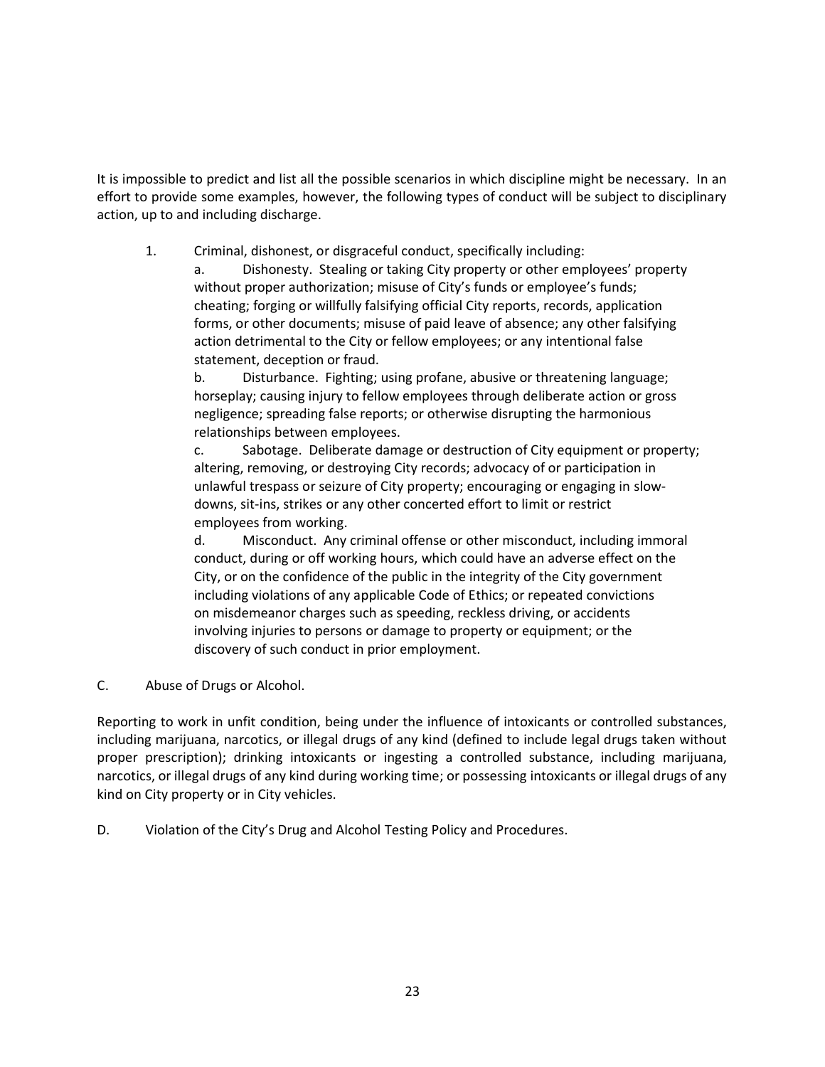It is impossible to predict and list all the possible scenarios in which discipline might be necessary. In an effort to provide some examples, however, the following types of conduct will be subject to disciplinary action, up to and including discharge.

1. Criminal, dishonest, or disgraceful conduct, specifically including:

   a. Dishonesty. Stealing or taking City property or other employees' property without proper authorization; misuse of City's funds or employee's funds; cheating; forging or willfully falsifying official City reports, records, application forms, or other documents; misuse of paid leave of absence; any other falsifying action detrimental to the City or fellow employees; or any intentional false statement, deception or fraud.

   b. Disturbance. Fighting; using profane, abusive or threatening language; horseplay; causing injury to fellow employees through deliberate action or gross negligence; spreading false reports; or otherwise disrupting the harmonious relationships between employees.

   c. Sabotage. Deliberate damage or destruction of City equipment or property; altering, removing, or destroying City records; advocacy of or participation in unlawful trespass or seizure of City property; encouraging or engaging in slow-downs, sit-ins, strikes or any other concerted effort to limit or restrict employees from working.

   d. Misconduct. Any criminal offense or other misconduct, including immoral conduct, during or off working hours, which could have an adverse effect on the City, or on the confidence of the public in the integrity of the City government including violations of any applicable Code of Ethics; or repeated convictions on misdemeanor charges such as speeding, reckless driving, or accidents involving injuries to persons or damage to property or equipment; or the discovery of such conduct in prior employment.

C. Abuse of Drugs or Alcohol.

Reporting to work in unfit condition, being under the influence of intoxicants or controlled substances, including marijuana, narcotics, or illegal drugs of any kind (defined to include legal drugs taken without proper prescription); drinking intoxicants or ingesting a controlled substance, including marijuana, narcotics, or illegal drugs of any kind during working time; or possessing intoxicants or illegal drugs of any kind on City property or in City vehicles.

D. Violation of the City's Drug and Alcohol Testing Policy and Procedures.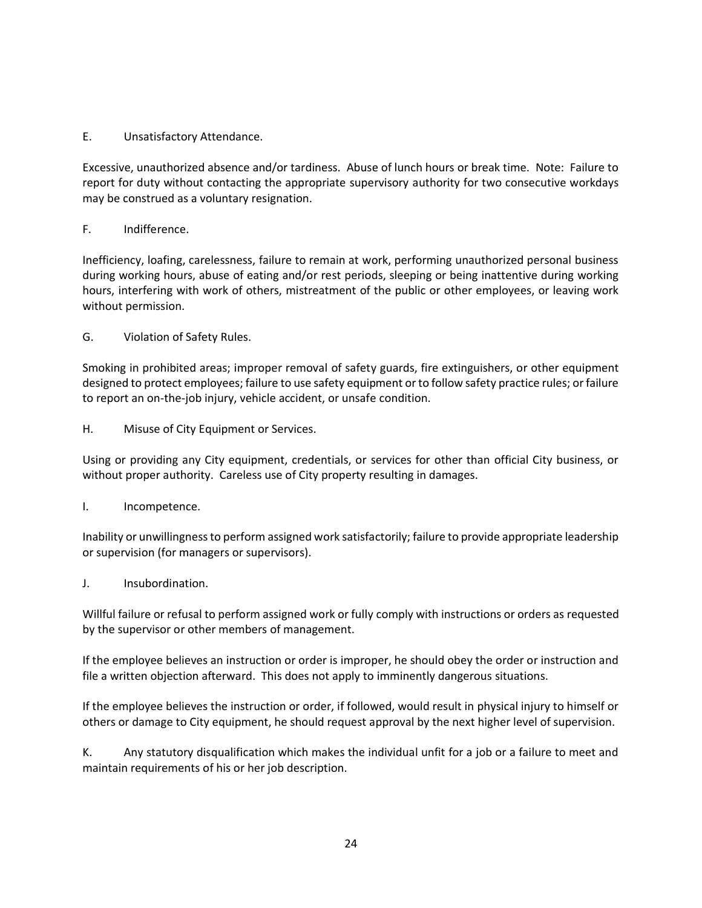E. Unsatisfactory Attendance.

Excessive, unauthorized absence and/or tardiness. Abuse of lunch hours or break time. Note: Failure to report for duty without contacting the appropriate supervisory authority for two consecutive workdays may be construed as a voluntary resignation.

F. Indifference.

Inefficiency, loafing, carelessness, failure to remain at work, performing unauthorized personal business during working hours, abuse of eating and/or rest periods, sleeping or being inattentive during working hours, interfering with work of others, mistreatment of the public or other employees, or leaving work without permission.

G. Violation of Safety Rules.

Smoking in prohibited areas; improper removal of safety guards, fire extinguishers, or other equipment designed to protect employees; failure to use safety equipment or to follow safety practice rules; or failure to report an on-the-job injury, vehicle accident, or unsafe condition.

H. Misuse of City Equipment or Services.

Using or providing any City equipment, credentials, or services for other than official City business, or without proper authority. Careless use of City property resulting in damages.

I. Incompetence.

Inability or unwillingness to perform assigned work satisfactorily; failure to provide appropriate leadership or supervision (for managers or supervisors).

J. Insubordination.

Willful failure or refusal to perform assigned work or fully comply with instructions or orders as requested by the supervisor or other members of management.

If the employee believes an instruction or order is improper, he should obey the order or instruction and file a written objection afterward. This does not apply to imminently dangerous situations.

If the employee believes the instruction or order, if followed, would result in physical injury to himself or others or damage to City equipment, he should request approval by the next higher level of supervision.

K. Any statutory disqualification which makes the individual unfit for a job or a failure to meet and maintain requirements of his or her job description.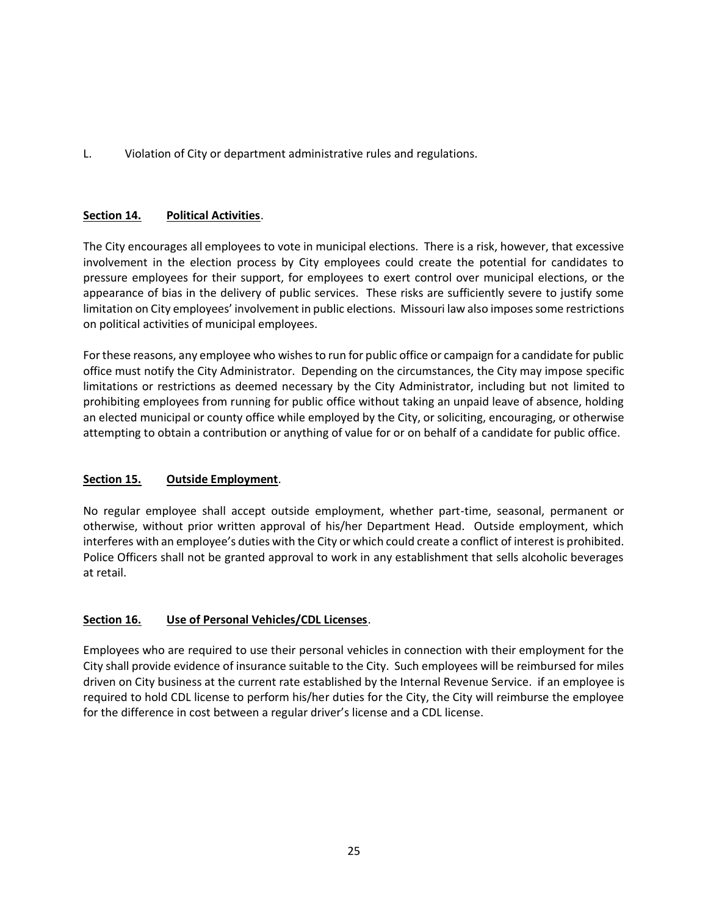L. Violation of City or department administrative rules and regulations.

**Section 14. Political Activities**.

The City encourages all employees to vote in municipal elections. There is a risk, however, that excessive involvement in the election process by City employees could create the potential for candidates to pressure employees for their support, for employees to exert control over municipal elections, or the appearance of bias in the delivery of public services. These risks are sufficiently severe to justify some limitation on City employees' involvement in public elections. Missouri law also imposes some restrictions on political activities of municipal employees.

For these reasons, any employee who wishes to run for public office or campaign for a candidate for public office must notify the City Administrator. Depending on the circumstances, the City may impose specific limitations or restrictions as deemed necessary by the City Administrator, including but not limited to prohibiting employees from running for public office without taking an unpaid leave of absence, holding an elected municipal or county office while employed by the City, or soliciting, encouraging, or otherwise attempting to obtain a contribution or anything of value for or on behalf of a candidate for public office.

**Section 15. Outside Employment**.

No regular employee shall accept outside employment, whether part-time, seasonal, permanent or otherwise, without prior written approval of his/her Department Head. Outside employment, which interferes with an employee's duties with the City or which could create a conflict of interest is prohibited. Police Officers shall not be granted approval to work in any establishment that sells alcoholic beverages at retail.

**Section 16. Use of Personal Vehicles/CDL Licenses**.

Employees who are required to use their personal vehicles in connection with their employment for the City shall provide evidence of insurance suitable to the City. Such employees will be reimbursed for miles driven on City business at the current rate established by the Internal Revenue Service. if an employee is required to hold CDL license to perform his/her duties for the City, the City will reimburse the employee for the difference in cost between a regular driver's license and a CDL license.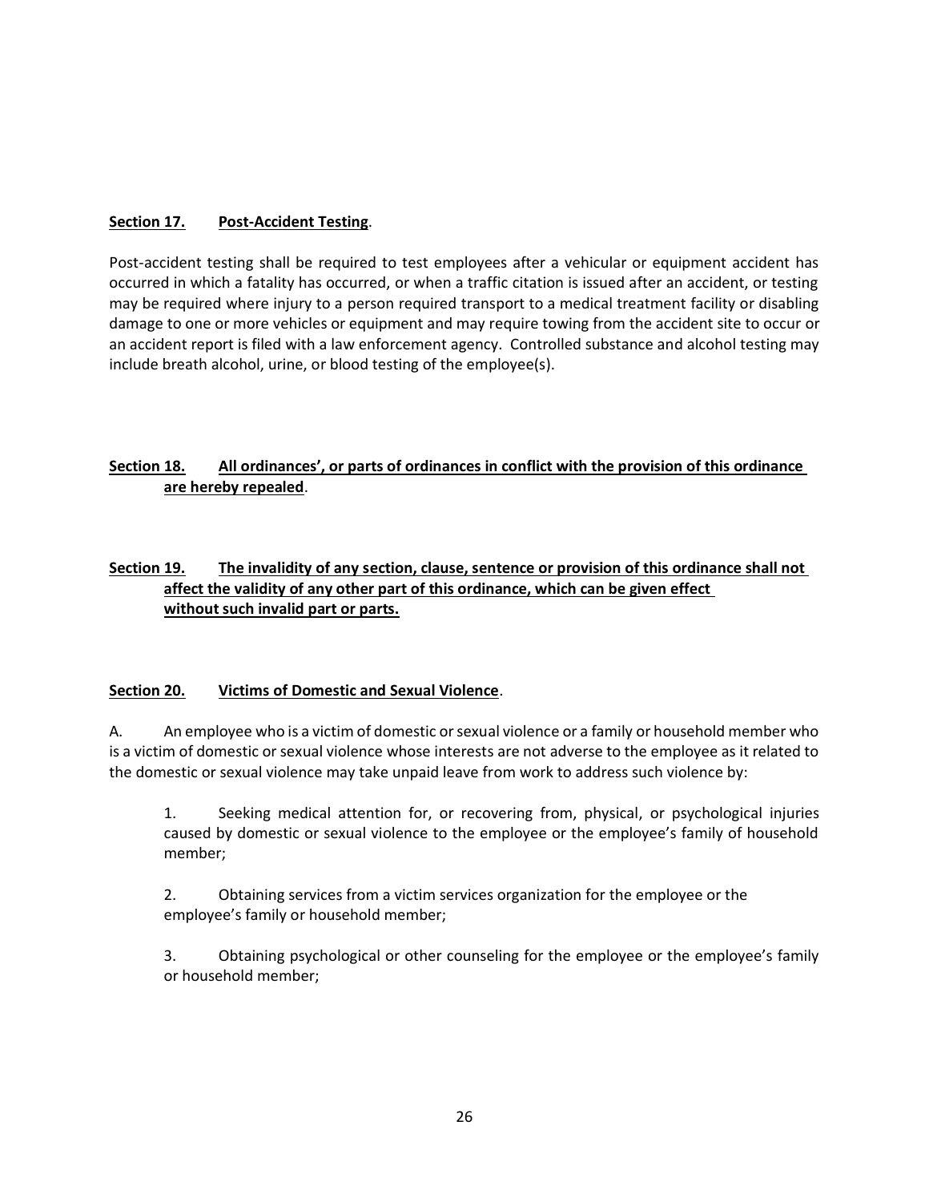**Section 17. Post-Accident Testing**.

Post-accident testing shall be required to test employees after a vehicular or equipment accident has occurred in which a fatality has occurred, or when a traffic citation is issued after an accident, or testing may be required where injury to a person required transport to a medical treatment facility or disabling damage to one or more vehicles or equipment and may require towing from the accident site to occur or an accident report is filed with a law enforcement agency. Controlled substance and alcohol testing may include breath alcohol, urine, or blood testing of the employee(s).

**Section 18. All ordinances', or parts of ordinances in conflict with the provision of this ordinance are hereby repealed**.

**Section 19. The invalidity of any section, clause, sentence or provision of this ordinance shall not affect the validity of any other part of this ordinance, which can be given effect without such invalid part or parts.**

**Section 20. Victims of Domestic and Sexual Violence**.

A. An employee who is a victim of domestic or sexual violence or a family or household member who is a victim of domestic or sexual violence whose interests are not adverse to the employee as it related to the domestic or sexual violence may take unpaid leave from work to address such violence by:

1. Seeking medical attention for, or recovering from, physical, or psychological injuries caused by domestic or sexual violence to the employee or the employee's family of household member;

2. Obtaining services from a victim services organization for the employee or the employee's family or household member;

3. Obtaining psychological or other counseling for the employee or the employee's family or household member;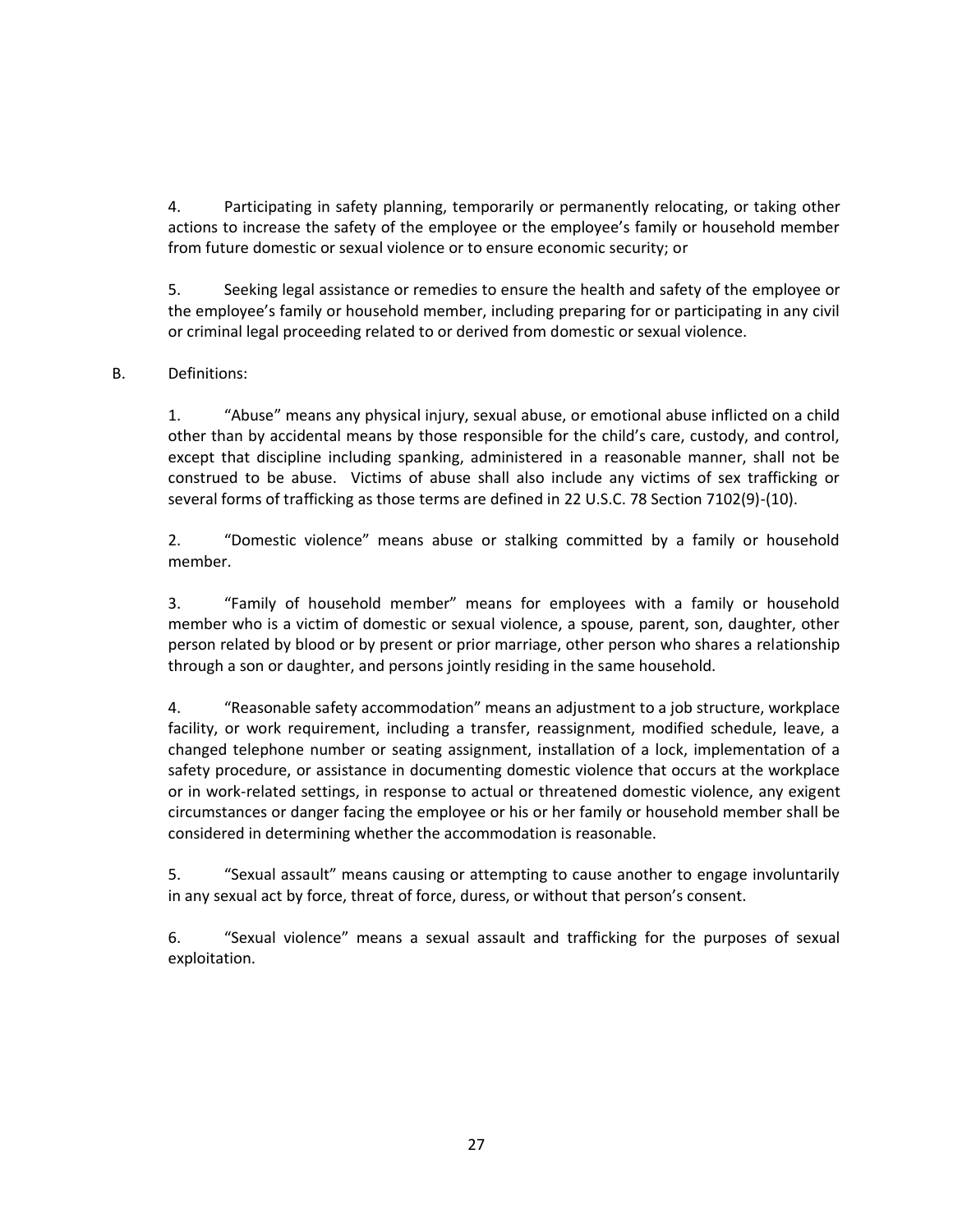4. Participating in safety planning, temporarily or permanently relocating, or taking other actions to increase the safety of the employee or the employee's family or household member from future domestic or sexual violence or to ensure economic security; or

5. Seeking legal assistance or remedies to ensure the health and safety of the employee or the employee's family or household member, including preparing for or participating in any civil or criminal legal proceeding related to or derived from domestic or sexual violence.

B. Definitions:

1. "Abuse" means any physical injury, sexual abuse, or emotional abuse inflicted on a child other than by accidental means by those responsible for the child's care, custody, and control, except that discipline including spanking, administered in a reasonable manner, shall not be construed to be abuse. Victims of abuse shall also include any victims of sex trafficking or several forms of trafficking as those terms are defined in 22 U.S.C. 78 Section 7102(9)-(10).

2. "Domestic violence" means abuse or stalking committed by a family or household member.

3. "Family of household member" means for employees with a family or household member who is a victim of domestic or sexual violence, a spouse, parent, son, daughter, other person related by blood or by present or prior marriage, other person who shares a relationship through a son or daughter, and persons jointly residing in the same household.

4. "Reasonable safety accommodation" means an adjustment to a job structure, workplace facility, or work requirement, including a transfer, reassignment, modified schedule, leave, a changed telephone number or seating assignment, installation of a lock, implementation of a safety procedure, or assistance in documenting domestic violence that occurs at the workplace or in work-related settings, in response to actual or threatened domestic violence, any exigent circumstances or danger facing the employee or his or her family or household member shall be considered in determining whether the accommodation is reasonable.

5. "Sexual assault" means causing or attempting to cause another to engage involuntarily in any sexual act by force, threat of force, duress, or without that person's consent.

6. "Sexual violence" means a sexual assault and trafficking for the purposes of sexual exploitation.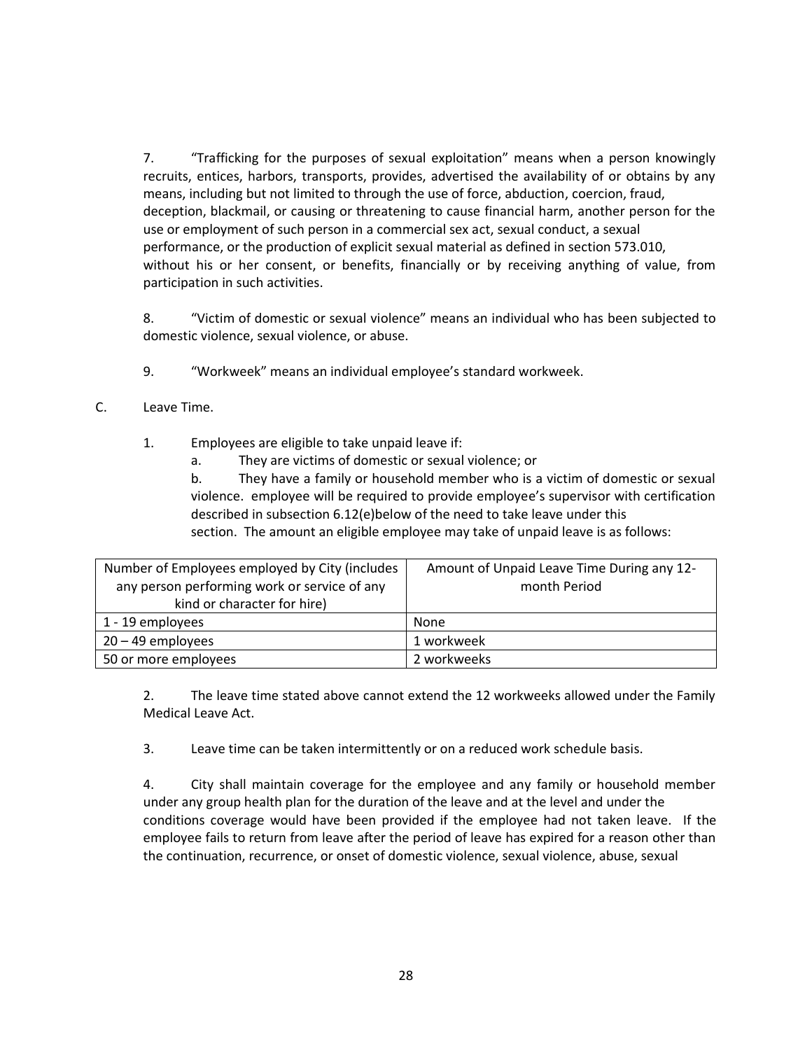7. "Trafficking for the purposes of sexual exploitation" means when a person knowingly recruits, entices, harbors, transports, provides, advertised the availability of or obtains by any means, including but not limited to through the use of force, abduction, coercion, fraud, deception, blackmail, or causing or threatening to cause financial harm, another person for the use or employment of such person in a commercial sex act, sexual conduct, a sexual performance, or the production of explicit sexual material as defined in section 573.010, without his or her consent, or benefits, financially or by receiving anything of value, from participation in such activities.

8. "Victim of domestic or sexual violence" means an individual who has been subjected to domestic violence, sexual violence, or abuse.

9. "Workweek" means an individual employee's standard workweek.

C. Leave Time.

1. Employees are eligible to take unpaid leave if:

   a. They are victims of domestic or sexual violence; or

   b. They have a family or household member who is a victim of domestic or sexual violence. employee will be required to provide employee's supervisor with certification described in subsection 6.12(e)below of the need to take leave under this section. The amount an eligible employee may take of unpaid leave is as follows:

| Number of Employees employed by City (includes any person performing work or service of any kind or character for hire) | Amount of Unpaid Leave Time During any 12-month Period |
|---|---|
| 1 - 19 employees | None |
| 20 – 49 employees | 1 workweek |
| 50 or more employees | 2 workweeks |

2. The leave time stated above cannot extend the 12 workweeks allowed under the Family Medical Leave Act.

3. Leave time can be taken intermittently or on a reduced work schedule basis.

4. City shall maintain coverage for the employee and any family or household member under any group health plan for the duration of the leave and at the level and under the conditions coverage would have been provided if the employee had not taken leave. If the employee fails to return from leave after the period of leave has expired for a reason other than the continuation, recurrence, or onset of domestic violence, sexual violence, abuse, sexual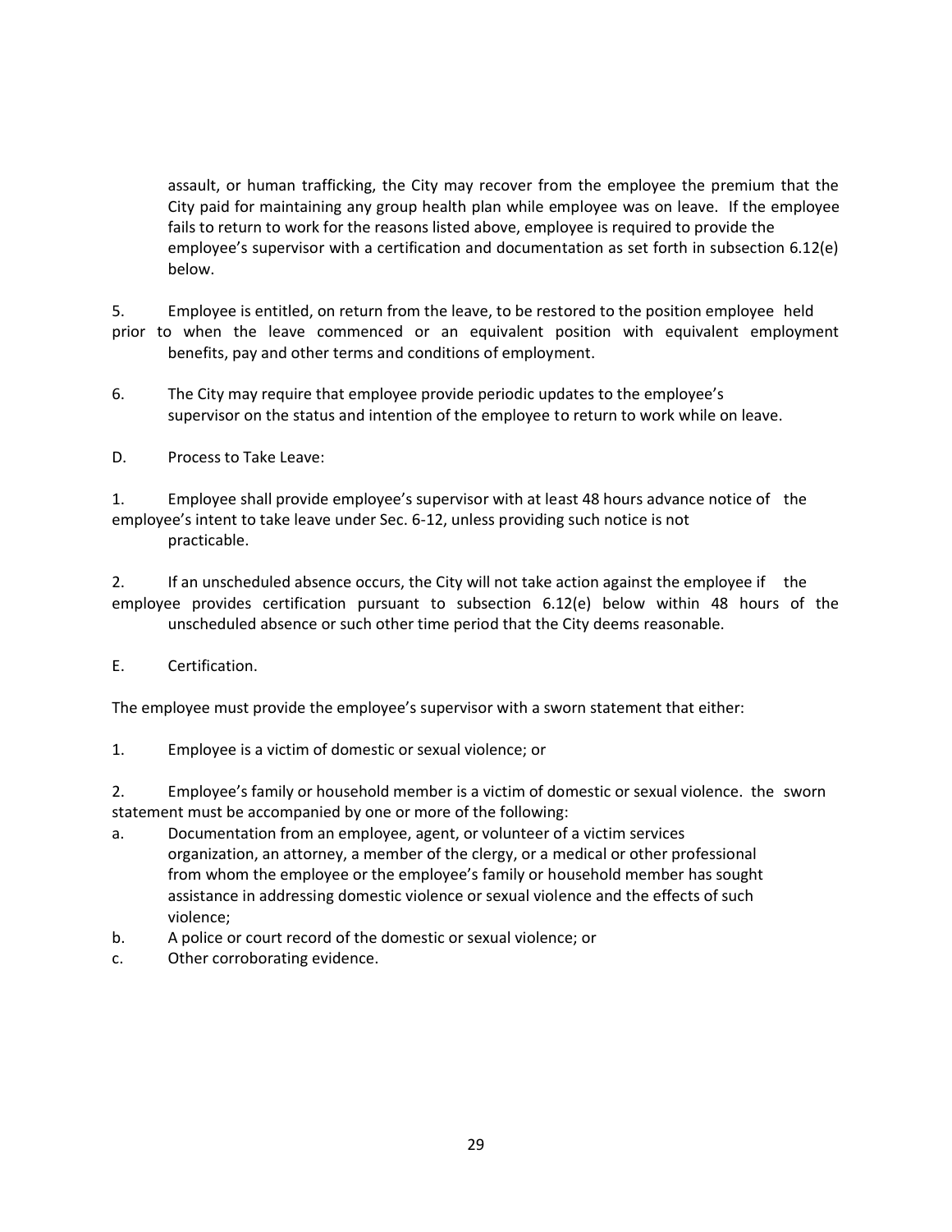assault, or human trafficking, the City may recover from the employee the premium that the City paid for maintaining any group health plan while employee was on leave. If the employee fails to return to work for the reasons listed above, employee is required to provide the employee's supervisor with a certification and documentation as set forth in subsection 6.12(e) below.

5. Employee is entitled, on return from the leave, to be restored to the position employee held prior to when the leave commenced or an equivalent position with equivalent employment benefits, pay and other terms and conditions of employment.

6. The City may require that employee provide periodic updates to the employee's supervisor on the status and intention of the employee to return to work while on leave.

D. Process to Take Leave:

1. Employee shall provide employee's supervisor with at least 48 hours advance notice of the employee's intent to take leave under Sec. 6-12, unless providing such notice is not practicable.

2. If an unscheduled absence occurs, the City will not take action against the employee if the employee provides certification pursuant to subsection 6.12(e) below within 48 hours of the unscheduled absence or such other time period that the City deems reasonable.

E. Certification.

The employee must provide the employee's supervisor with a sworn statement that either:

1. Employee is a victim of domestic or sexual violence; or

2. Employee's family or household member is a victim of domestic or sexual violence. the sworn statement must be accompanied by one or more of the following:

a. Documentation from an employee, agent, or volunteer of a victim services organization, an attorney, a member of the clergy, or a medical or other professional from whom the employee or the employee's family or household member has sought assistance in addressing domestic violence or sexual violence and the effects of such violence;
b. A police or court record of the domestic or sexual violence; or
c. Other corroborating evidence.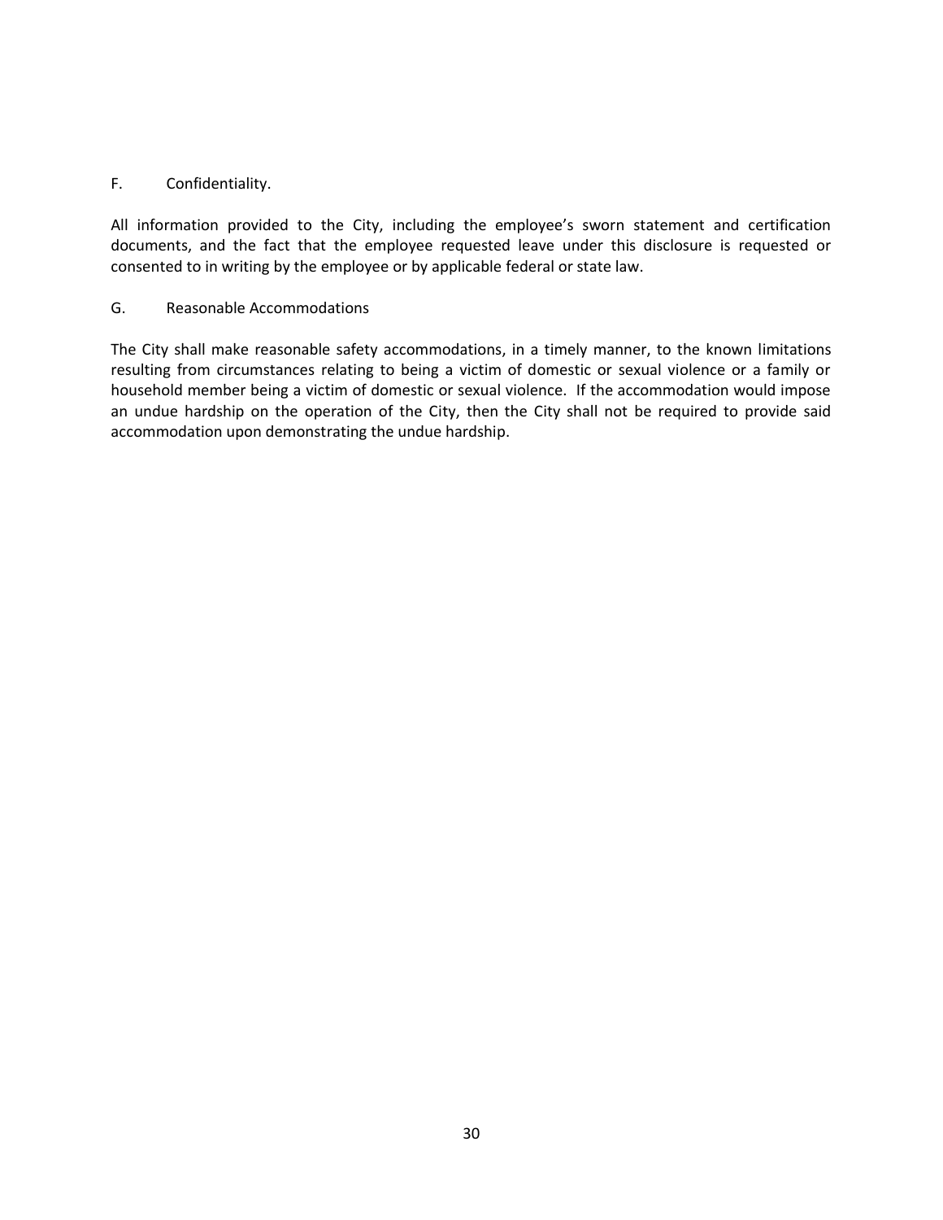F. Confidentiality.

All information provided to the City, including the employee's sworn statement and certification documents, and the fact that the employee requested leave under this disclosure is requested or consented to in writing by the employee or by applicable federal or state law.

G. Reasonable Accommodations

The City shall make reasonable safety accommodations, in a timely manner, to the known limitations resulting from circumstances relating to being a victim of domestic or sexual violence or a family or household member being a victim of domestic or sexual violence. If the accommodation would impose an undue hardship on the operation of the City, then the City shall not be required to provide said accommodation upon demonstrating the undue hardship.